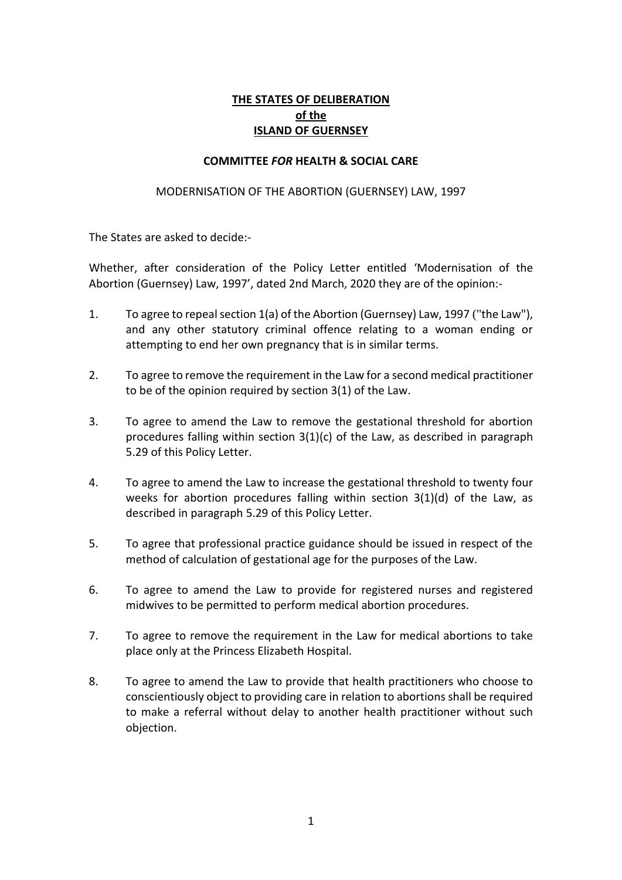**THE STATES OF DELIBERATION**
**of the**
**ISLAND OF GUERNSEY**

**COMMITTEE *FOR* HEALTH & SOCIAL CARE**

MODERNISATION OF THE ABORTION (GUERNSEY) LAW, 1997

The States are asked to decide:-

Whether, after consideration of the Policy Letter entitled 'Modernisation of the Abortion (Guernsey) Law, 1997', dated 2nd March, 2020 they are of the opinion:-

1. To agree to repeal section 1(a) of the Abortion (Guernsey) Law, 1997 ("the Law"), and any other statutory criminal offence relating to a woman ending or attempting to end her own pregnancy that is in similar terms.

2. To agree to remove the requirement in the Law for a second medical practitioner to be of the opinion required by section 3(1) of the Law.

3. To agree to amend the Law to remove the gestational threshold for abortion procedures falling within section 3(1)(c) of the Law, as described in paragraph 5.29 of this Policy Letter.

4. To agree to amend the Law to increase the gestational threshold to twenty four weeks for abortion procedures falling within section 3(1)(d) of the Law, as described in paragraph 5.29 of this Policy Letter.

5. To agree that professional practice guidance should be issued in respect of the method of calculation of gestational age for the purposes of the Law.

6. To agree to amend the Law to provide for registered nurses and registered midwives to be permitted to perform medical abortion procedures.

7. To agree to remove the requirement in the Law for medical abortions to take place only at the Princess Elizabeth Hospital.

8. To agree to amend the Law to provide that health practitioners who choose to conscientiously object to providing care in relation to abortions shall be required to make a referral without delay to another health practitioner without such objection.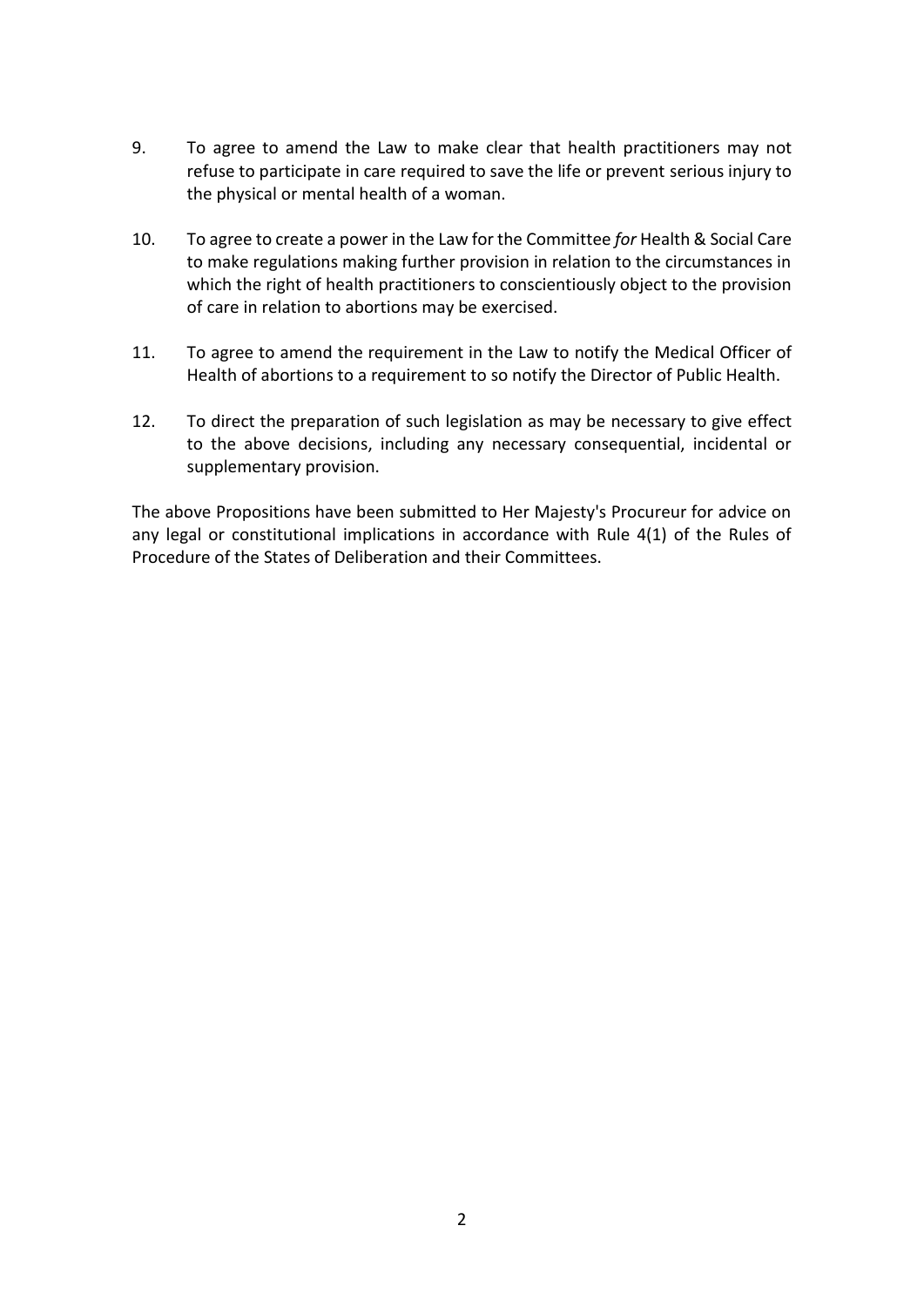9. To agree to amend the Law to make clear that health practitioners may not refuse to participate in care required to save the life or prevent serious injury to the physical or mental health of a woman.

10. To agree to create a power in the Law for the Committee *for* Health & Social Care to make regulations making further provision in relation to the circumstances in which the right of health practitioners to conscientiously object to the provision of care in relation to abortions may be exercised.

11. To agree to amend the requirement in the Law to notify the Medical Officer of Health of abortions to a requirement to so notify the Director of Public Health.

12. To direct the preparation of such legislation as may be necessary to give effect to the above decisions, including any necessary consequential, incidental or supplementary provision.

The above Propositions have been submitted to Her Majesty's Procureur for advice on any legal or constitutional implications in accordance with Rule 4(1) of the Rules of Procedure of the States of Deliberation and their Committees.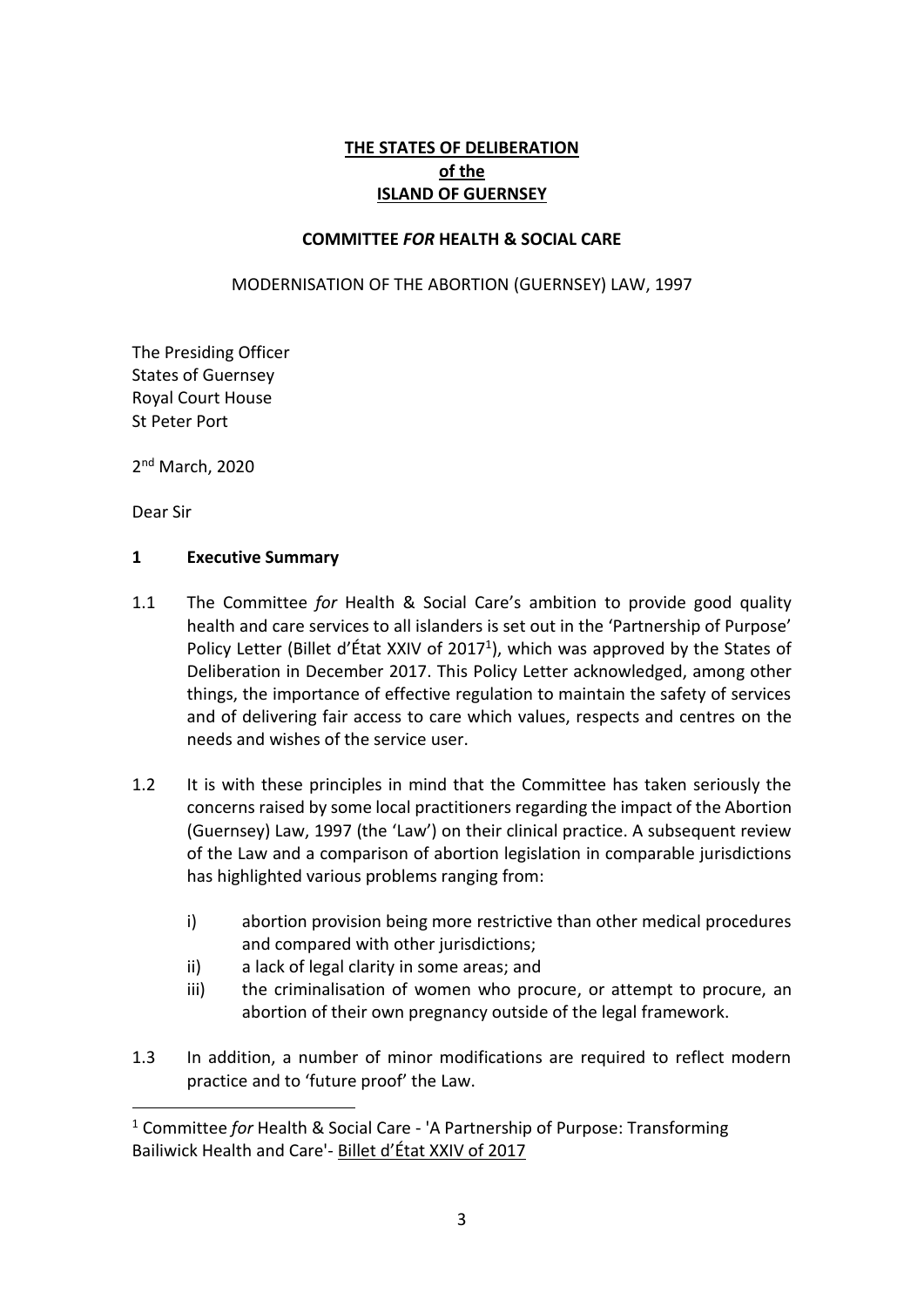**THE STATES OF DELIBERATION**
**of the**
**ISLAND OF GUERNSEY**

**COMMITTEE *FOR* HEALTH & SOCIAL CARE**

MODERNISATION OF THE ABORTION (GUERNSEY) LAW, 1997

The Presiding Officer
States of Guernsey
Royal Court House
St Peter Port

2nd March, 2020

Dear Sir

## 1 Executive Summary

1.1 The Committee *for* Health & Social Care's ambition to provide good quality health and care services to all islanders is set out in the 'Partnership of Purpose' Policy Letter (Billet d'État XXIV of 2017[1]), which was approved by the States of Deliberation in December 2017. This Policy Letter acknowledged, among other things, the importance of effective regulation to maintain the safety of services and of delivering fair access to care which values, respects and centres on the needs and wishes of the service user.

1.2 It is with these principles in mind that the Committee has taken seriously the concerns raised by some local practitioners regarding the impact of the Abortion (Guernsey) Law, 1997 (the 'Law') on their clinical practice. A subsequent review of the Law and a comparison of abortion legislation in comparable jurisdictions has highlighted various problems ranging from:

i) abortion provision being more restrictive than other medical procedures and compared with other jurisdictions;
ii) a lack of legal clarity in some areas; and
iii) the criminalisation of women who procure, or attempt to procure, an abortion of their own pregnancy outside of the legal framework.

1.3 In addition, a number of minor modifications are required to reflect modern practice and to 'future proof' the Law.

[1] Committee *for* Health & Social Care - 'A Partnership of Purpose: Transforming Bailiwick Health and Care'- Billet d'État XXIV of 2017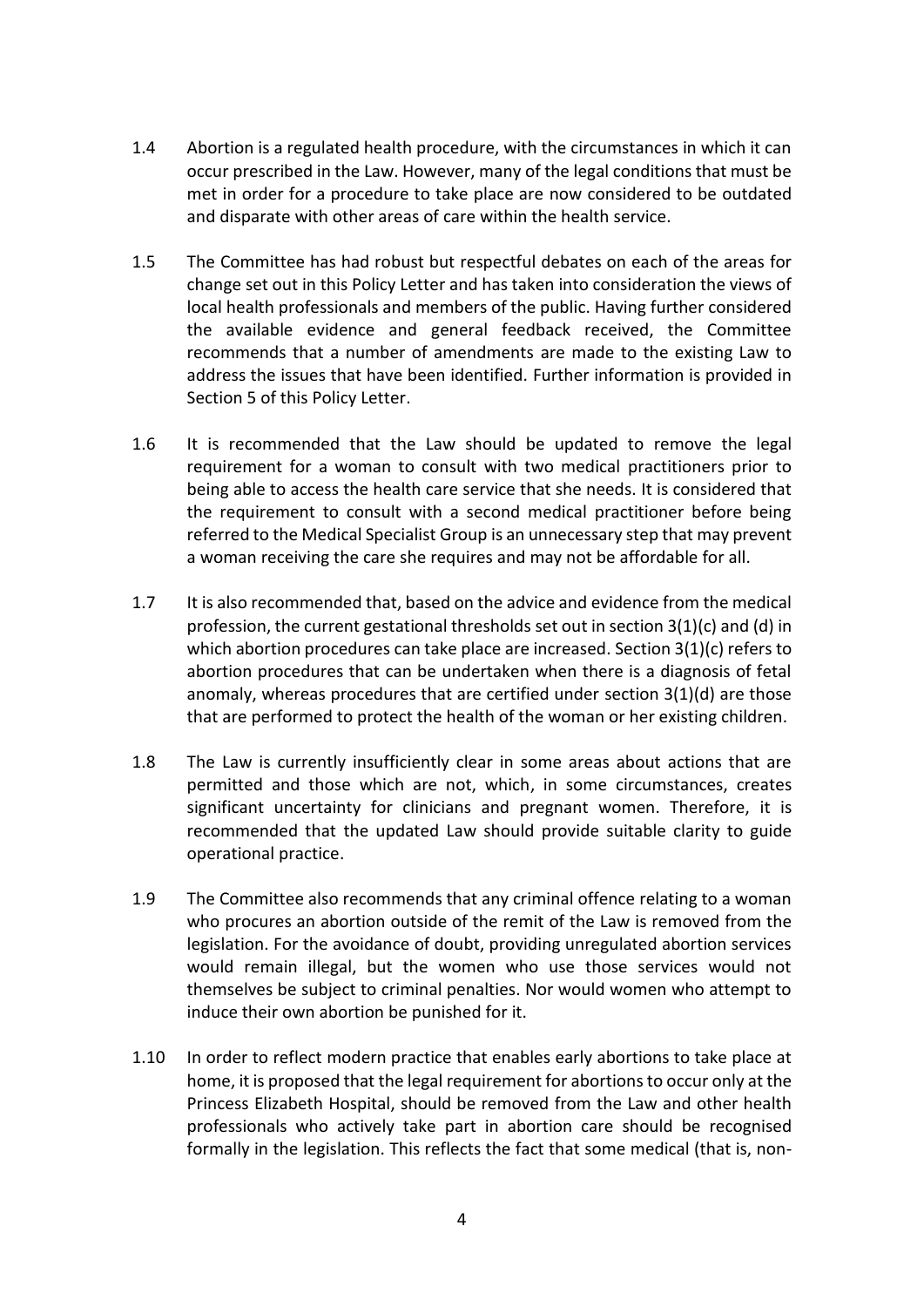1.4 Abortion is a regulated health procedure, with the circumstances in which it can occur prescribed in the Law. However, many of the legal conditions that must be met in order for a procedure to take place are now considered to be outdated and disparate with other areas of care within the health service.

1.5 The Committee has had robust but respectful debates on each of the areas for change set out in this Policy Letter and has taken into consideration the views of local health professionals and members of the public. Having further considered the available evidence and general feedback received, the Committee recommends that a number of amendments are made to the existing Law to address the issues that have been identified. Further information is provided in Section 5 of this Policy Letter.

1.6 It is recommended that the Law should be updated to remove the legal requirement for a woman to consult with two medical practitioners prior to being able to access the health care service that she needs. It is considered that the requirement to consult with a second medical practitioner before being referred to the Medical Specialist Group is an unnecessary step that may prevent a woman receiving the care she requires and may not be affordable for all.

1.7 It is also recommended that, based on the advice and evidence from the medical profession, the current gestational thresholds set out in section 3(1)(c) and (d) in which abortion procedures can take place are increased. Section 3(1)(c) refers to abortion procedures that can be undertaken when there is a diagnosis of fetal anomaly, whereas procedures that are certified under section 3(1)(d) are those that are performed to protect the health of the woman or her existing children.

1.8 The Law is currently insufficiently clear in some areas about actions that are permitted and those which are not, which, in some circumstances, creates significant uncertainty for clinicians and pregnant women. Therefore, it is recommended that the updated Law should provide suitable clarity to guide operational practice.

1.9 The Committee also recommends that any criminal offence relating to a woman who procures an abortion outside of the remit of the Law is removed from the legislation. For the avoidance of doubt, providing unregulated abortion services would remain illegal, but the women who use those services would not themselves be subject to criminal penalties. Nor would women who attempt to induce their own abortion be punished for it.

1.10 In order to reflect modern practice that enables early abortions to take place at home, it is proposed that the legal requirement for abortions to occur only at the Princess Elizabeth Hospital, should be removed from the Law and other health professionals who actively take part in abortion care should be recognised formally in the legislation. This reflects the fact that some medical (that is, non-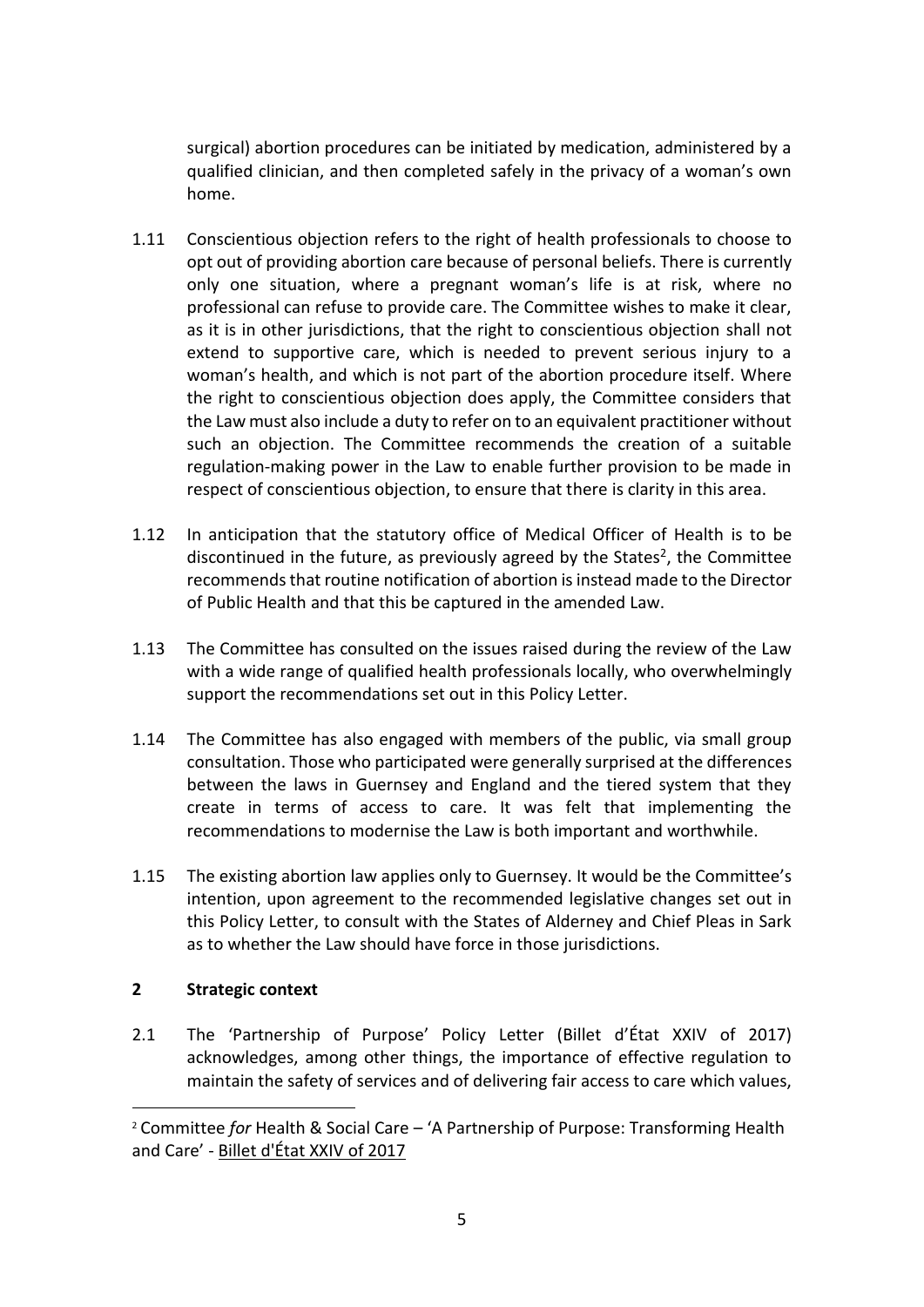surgical) abortion procedures can be initiated by medication, administered by a qualified clinician, and then completed safely in the privacy of a woman's own home.

1.11 Conscientious objection refers to the right of health professionals to choose to opt out of providing abortion care because of personal beliefs. There is currently only one situation, where a pregnant woman's life is at risk, where no professional can refuse to provide care. The Committee wishes to make it clear, as it is in other jurisdictions, that the right to conscientious objection shall not extend to supportive care, which is needed to prevent serious injury to a woman's health, and which is not part of the abortion procedure itself. Where the right to conscientious objection does apply, the Committee considers that the Law must also include a duty to refer on to an equivalent practitioner without such an objection. The Committee recommends the creation of a suitable regulation-making power in the Law to enable further provision to be made in respect of conscientious objection, to ensure that there is clarity in this area.

1.12 In anticipation that the statutory office of Medical Officer of Health is to be discontinued in the future, as previously agreed by the States[2], the Committee recommends that routine notification of abortion is instead made to the Director of Public Health and that this be captured in the amended Law.

1.13 The Committee has consulted on the issues raised during the review of the Law with a wide range of qualified health professionals locally, who overwhelmingly support the recommendations set out in this Policy Letter.

1.14 The Committee has also engaged with members of the public, via small group consultation. Those who participated were generally surprised at the differences between the laws in Guernsey and England and the tiered system that they create in terms of access to care. It was felt that implementing the recommendations to modernise the Law is both important and worthwhile.

1.15 The existing abortion law applies only to Guernsey. It would be the Committee's intention, upon agreement to the recommended legislative changes set out in this Policy Letter, to consult with the States of Alderney and Chief Pleas in Sark as to whether the Law should have force in those jurisdictions.

## 2 Strategic context

2.1 The 'Partnership of Purpose' Policy Letter (Billet d'État XXIV of 2017) acknowledges, among other things, the importance of effective regulation to maintain the safety of services and of delivering fair access to care which values,

---

[2] Committee *for* Health & Social Care – 'A Partnership of Purpose: Transforming Health and Care' - Billet d'État XXIV of 2017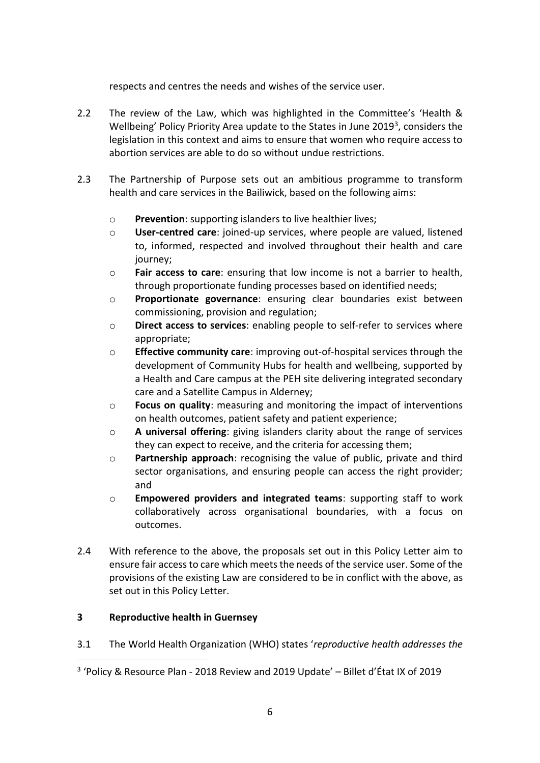respects and centres the needs and wishes of the service user.

2.2 The review of the Law, which was highlighted in the Committee's 'Health & Wellbeing' Policy Priority Area update to the States in June 2019[3], considers the legislation in this context and aims to ensure that women who require access to abortion services are able to do so without undue restrictions.

2.3 The Partnership of Purpose sets out an ambitious programme to transform health and care services in the Bailiwick, based on the following aims:

- **Prevention**: supporting islanders to live healthier lives;
- **User-centred care**: joined-up services, where people are valued, listened to, informed, respected and involved throughout their health and care journey;
- **Fair access to care**: ensuring that low income is not a barrier to health, through proportionate funding processes based on identified needs;
- **Proportionate governance**: ensuring clear boundaries exist between commissioning, provision and regulation;
- **Direct access to services**: enabling people to self-refer to services where appropriate;
- **Effective community care**: improving out-of-hospital services through the development of Community Hubs for health and wellbeing, supported by a Health and Care campus at the PEH site delivering integrated secondary care and a Satellite Campus in Alderney;
- **Focus on quality**: measuring and monitoring the impact of interventions on health outcomes, patient safety and patient experience;
- **A universal offering**: giving islanders clarity about the range of services they can expect to receive, and the criteria for accessing them;
- **Partnership approach**: recognising the value of public, private and third sector organisations, and ensuring people can access the right provider; and
- **Empowered providers and integrated teams**: supporting staff to work collaboratively across organisational boundaries, with a focus on outcomes.

2.4 With reference to the above, the proposals set out in this Policy Letter aim to ensure fair access to care which meets the needs of the service user. Some of the provisions of the existing Law are considered to be in conflict with the above, as set out in this Policy Letter.

## 3 Reproductive health in Guernsey

3.1 The World Health Organization (WHO) states '*reproductive health addresses the*

[3] 'Policy & Resource Plan - 2018 Review and 2019 Update' – Billet d'État IX of 2019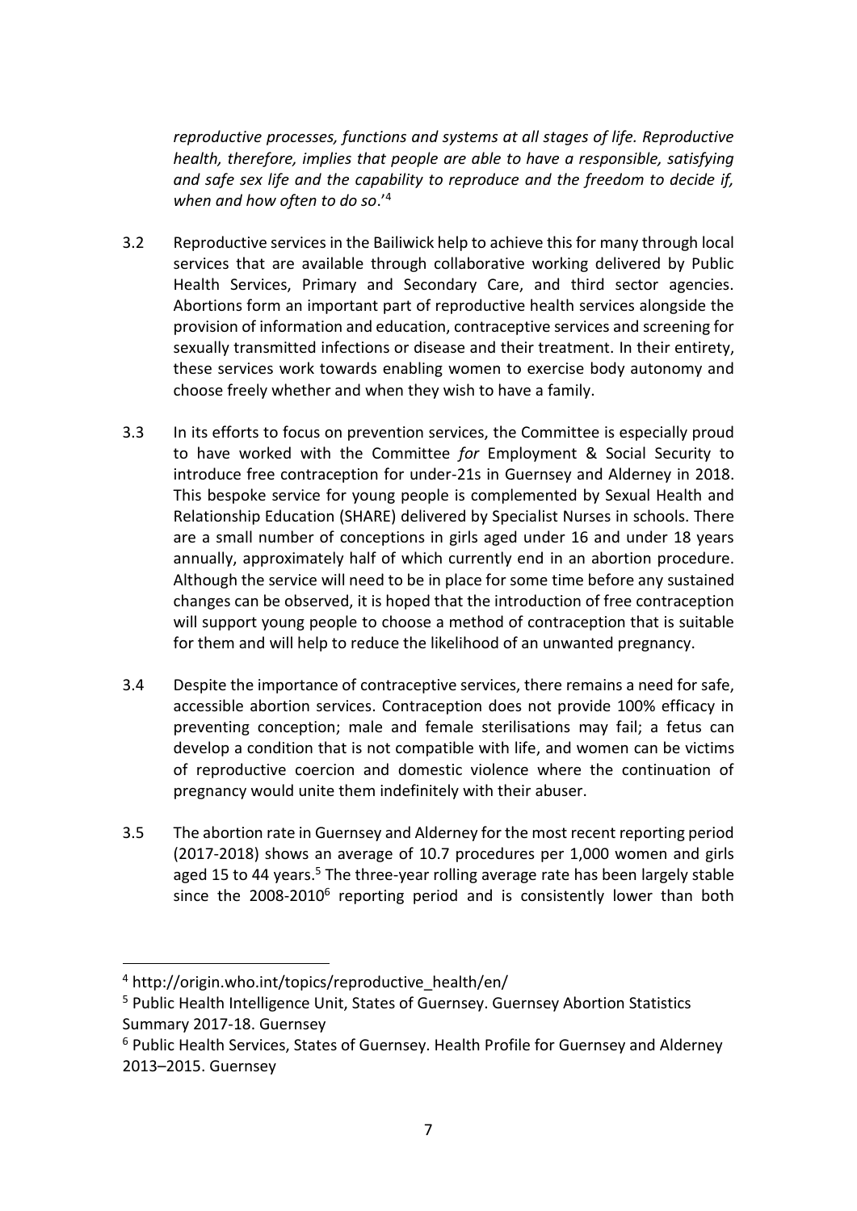*reproductive processes, functions and systems at all stages of life. Reproductive health, therefore, implies that people are able to have a responsible, satisfying and safe sex life and the capability to reproduce and the freedom to decide if, when and how often to do so*.'[4]

3.2 Reproductive services in the Bailiwick help to achieve this for many through local services that are available through collaborative working delivered by Public Health Services, Primary and Secondary Care, and third sector agencies. Abortions form an important part of reproductive health services alongside the provision of information and education, contraceptive services and screening for sexually transmitted infections or disease and their treatment. In their entirety, these services work towards enabling women to exercise body autonomy and choose freely whether and when they wish to have a family.

3.3 In its efforts to focus on prevention services, the Committee is especially proud to have worked with the Committee *for* Employment & Social Security to introduce free contraception for under-21s in Guernsey and Alderney in 2018. This bespoke service for young people is complemented by Sexual Health and Relationship Education (SHARE) delivered by Specialist Nurses in schools. There are a small number of conceptions in girls aged under 16 and under 18 years annually, approximately half of which currently end in an abortion procedure. Although the service will need to be in place for some time before any sustained changes can be observed, it is hoped that the introduction of free contraception will support young people to choose a method of contraception that is suitable for them and will help to reduce the likelihood of an unwanted pregnancy.

3.4 Despite the importance of contraceptive services, there remains a need for safe, accessible abortion services. Contraception does not provide 100% efficacy in preventing conception; male and female sterilisations may fail; a fetus can develop a condition that is not compatible with life, and women can be victims of reproductive coercion and domestic violence where the continuation of pregnancy would unite them indefinitely with their abuser.

3.5 The abortion rate in Guernsey and Alderney for the most recent reporting period (2017-2018) shows an average of 10.7 procedures per 1,000 women and girls aged 15 to 44 years.[5] The three-year rolling average rate has been largely stable since the 2008-2010[6] reporting period and is consistently lower than both

---

[4] http://origin.who.int/topics/reproductive_health/en/

[5] Public Health Intelligence Unit, States of Guernsey. Guernsey Abortion Statistics Summary 2017-18. Guernsey

[6] Public Health Services, States of Guernsey. Health Profile for Guernsey and Alderney 2013–2015. Guernsey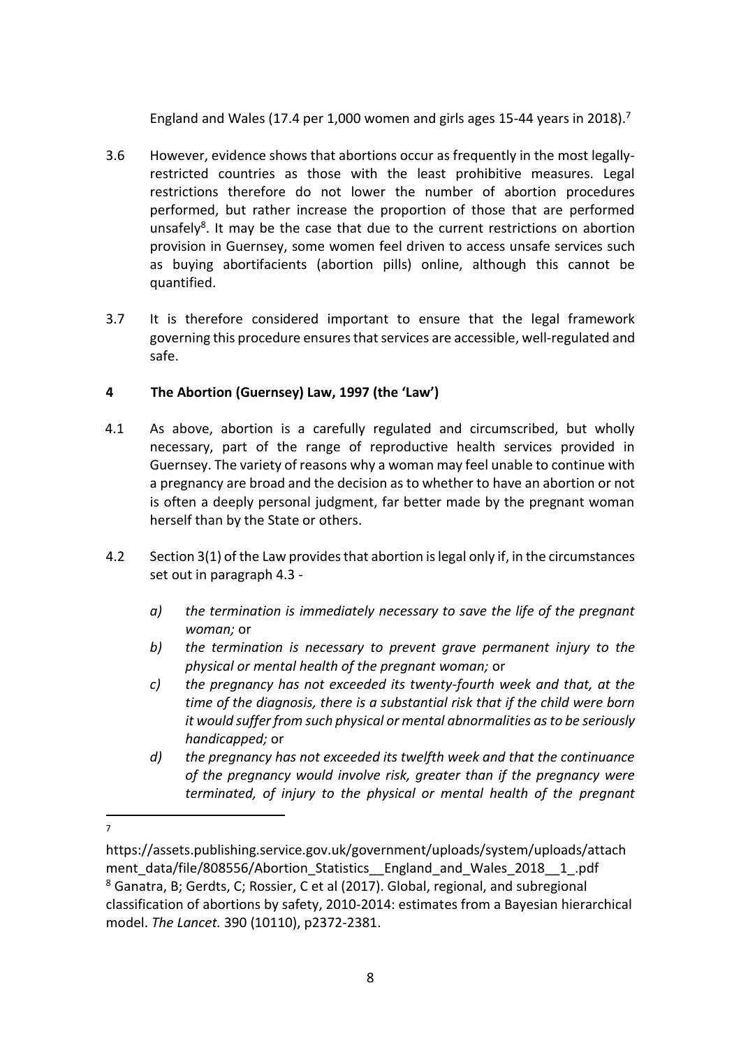England and Wales (17.4 per 1,000 women and girls ages 15-44 years in 2018).[7]

3.6 However, evidence shows that abortions occur as frequently in the most legally-restricted countries as those with the least prohibitive measures. Legal restrictions therefore do not lower the number of abortion procedures performed, but rather increase the proportion of those that are performed unsafely[8]. It may be the case that due to the current restrictions on abortion provision in Guernsey, some women feel driven to access unsafe services such as buying abortifacients (abortion pills) online, although this cannot be quantified.

3.7 It is therefore considered important to ensure that the legal framework governing this procedure ensures that services are accessible, well-regulated and safe.

## 4 The Abortion (Guernsey) Law, 1997 (the 'Law')

4.1 As above, abortion is a carefully regulated and circumscribed, but wholly necessary, part of the range of reproductive health services provided in Guernsey. The variety of reasons why a woman may feel unable to continue with a pregnancy are broad and the decision as to whether to have an abortion or not is often a deeply personal judgment, far better made by the pregnant woman herself than by the State or others.

4.2 Section 3(1) of the Law provides that abortion is legal only if, in the circumstances set out in paragraph 4.3 -

a) *the termination is immediately necessary to save the life of the pregnant woman;* or
b) *the termination is necessary to prevent grave permanent injury to the physical or mental health of the pregnant woman;* or
c) *the pregnancy has not exceeded its twenty-fourth week and that, at the time of the diagnosis, there is a substantial risk that if the child were born it would suffer from such physical or mental abnormalities as to be seriously handicapped;* or
d) *the pregnancy has not exceeded its twelfth week and that the continuance of the pregnancy would involve risk, greater than if the pregnancy were terminated, of injury to the physical or mental health of the pregnant*

---

[7] https://assets.publishing.service.gov.uk/government/uploads/system/uploads/attachment_data/file/808556/Abortion_Statistics__England_and_Wales_2018__1_.pdf

[8] Ganatra, B; Gerdts, C; Rossier, C et al (2017). Global, regional, and subregional classification of abortions by safety, 2010-2014: estimates from a Bayesian hierarchical model. *The Lancet.* 390 (10110), p2372-2381.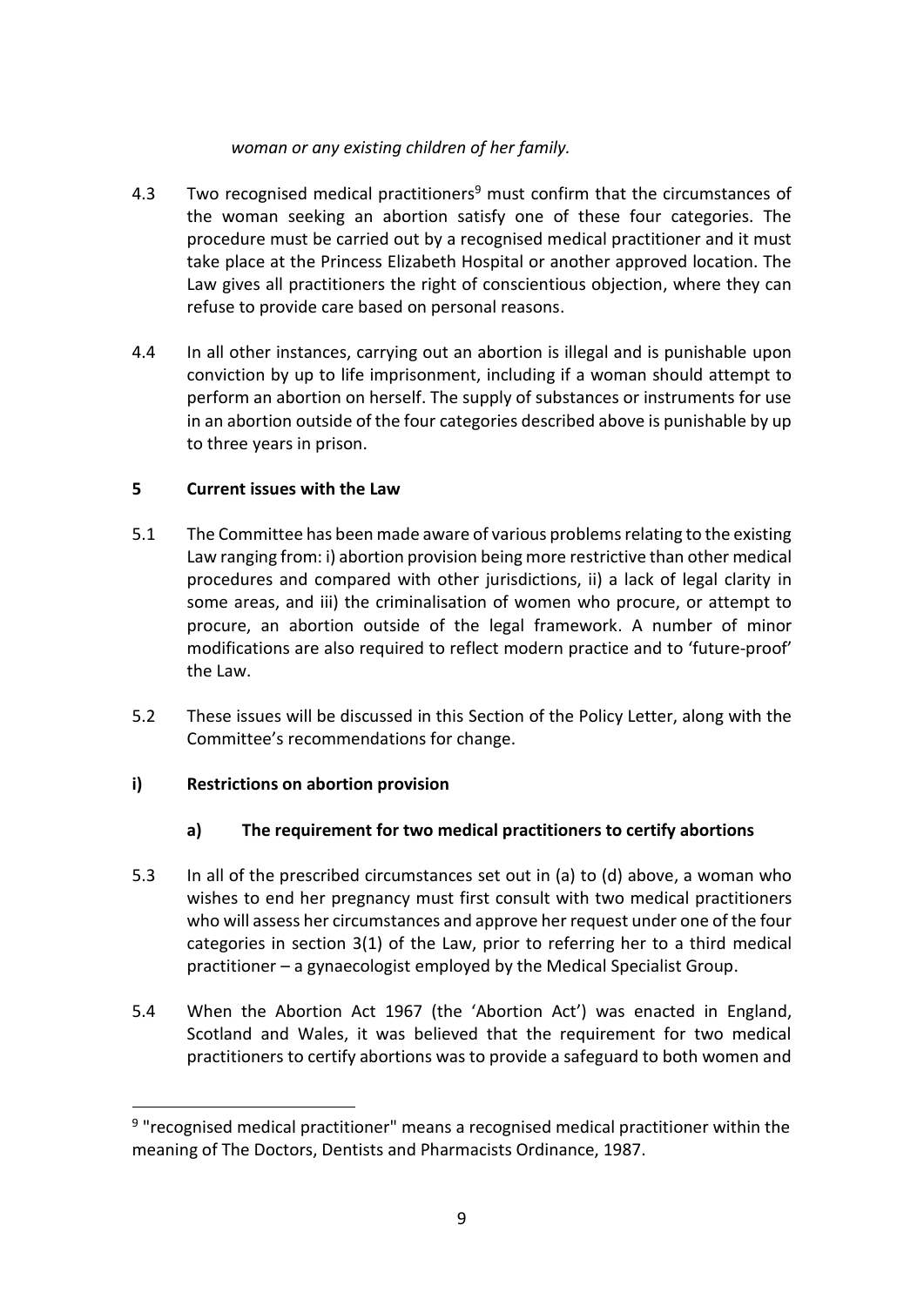*woman or any existing children of her family.*

4.3 Two recognised medical practitioners[9] must confirm that the circumstances of the woman seeking an abortion satisfy one of these four categories. The procedure must be carried out by a recognised medical practitioner and it must take place at the Princess Elizabeth Hospital or another approved location. The Law gives all practitioners the right of conscientious objection, where they can refuse to provide care based on personal reasons.

4.4 In all other instances, carrying out an abortion is illegal and is punishable upon conviction by up to life imprisonment, including if a woman should attempt to perform an abortion on herself. The supply of substances or instruments for use in an abortion outside of the four categories described above is punishable by up to three years in prison.

## 5 Current issues with the Law

5.1 The Committee has been made aware of various problems relating to the existing Law ranging from: i) abortion provision being more restrictive than other medical procedures and compared with other jurisdictions, ii) a lack of legal clarity in some areas, and iii) the criminalisation of women who procure, or attempt to procure, an abortion outside of the legal framework. A number of minor modifications are also required to reflect modern practice and to 'future-proof' the Law.

5.2 These issues will be discussed in this Section of the Policy Letter, along with the Committee's recommendations for change.

### i) Restrictions on abortion provision

#### a) The requirement for two medical practitioners to certify abortions

5.3 In all of the prescribed circumstances set out in (a) to (d) above, a woman who wishes to end her pregnancy must first consult with two medical practitioners who will assess her circumstances and approve her request under one of the four categories in section 3(1) of the Law, prior to referring her to a third medical practitioner – a gynaecologist employed by the Medical Specialist Group.

5.4 When the Abortion Act 1967 (the 'Abortion Act') was enacted in England, Scotland and Wales, it was believed that the requirement for two medical practitioners to certify abortions was to provide a safeguard to both women and

[9] "recognised medical practitioner" means a recognised medical practitioner within the meaning of The Doctors, Dentists and Pharmacists Ordinance, 1987.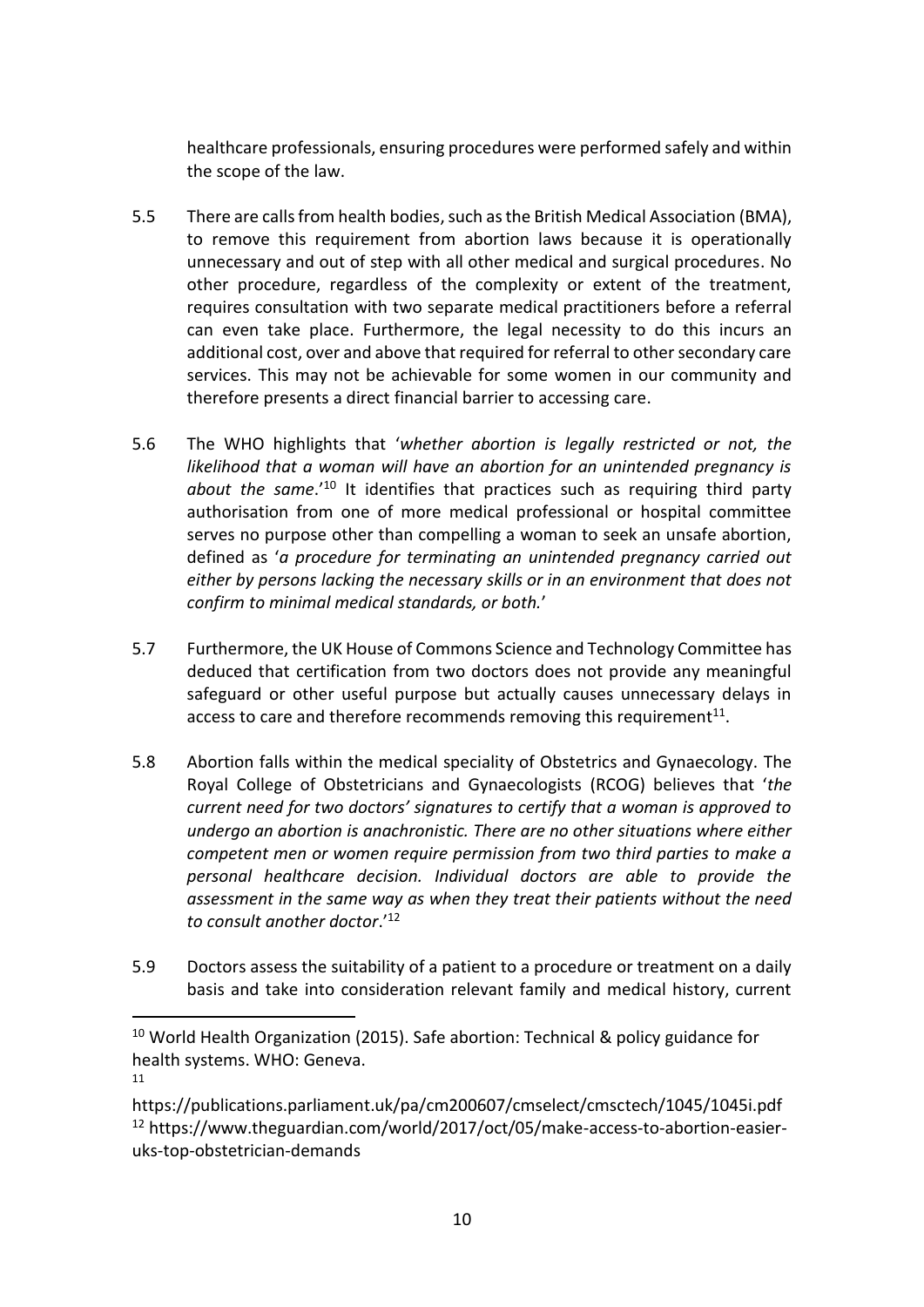healthcare professionals, ensuring procedures were performed safely and within the scope of the law.

5.5 There are calls from health bodies, such as the British Medical Association (BMA), to remove this requirement from abortion laws because it is operationally unnecessary and out of step with all other medical and surgical procedures. No other procedure, regardless of the complexity or extent of the treatment, requires consultation with two separate medical practitioners before a referral can even take place. Furthermore, the legal necessity to do this incurs an additional cost, over and above that required for referral to other secondary care services. This may not be achievable for some women in our community and therefore presents a direct financial barrier to accessing care.

5.6 The WHO highlights that '*whether abortion is legally restricted or not, the likelihood that a woman will have an abortion for an unintended pregnancy is about the same*.'[10] It identifies that practices such as requiring third party authorisation from one of more medical professional or hospital committee serves no purpose other than compelling a woman to seek an unsafe abortion, defined as '*a procedure for terminating an unintended pregnancy carried out either by persons lacking the necessary skills or in an environment that does not confirm to minimal medical standards, or both.*'

5.7 Furthermore, the UK House of Commons Science and Technology Committee has deduced that certification from two doctors does not provide any meaningful safeguard or other useful purpose but actually causes unnecessary delays in access to care and therefore recommends removing this requirement[11].

5.8 Abortion falls within the medical speciality of Obstetrics and Gynaecology. The Royal College of Obstetricians and Gynaecologists (RCOG) believes that '*the current need for two doctors' signatures to certify that a woman is approved to undergo an abortion is anachronistic. There are no other situations where either competent men or women require permission from two third parties to make a personal healthcare decision. Individual doctors are able to provide the assessment in the same way as when they treat their patients without the need to consult another doctor*.'[12]

5.9 Doctors assess the suitability of a patient to a procedure or treatment on a daily basis and take into consideration relevant family and medical history, current

---

[10] World Health Organization (2015). Safe abortion: Technical & policy guidance for health systems. WHO: Geneva.

[11] https://publications.parliament.uk/pa/cm200607/cmselect/cmsctech/1045/1045i.pdf

[12] https://www.theguardian.com/world/2017/oct/05/make-access-to-abortion-easier-uks-top-obstetrician-demands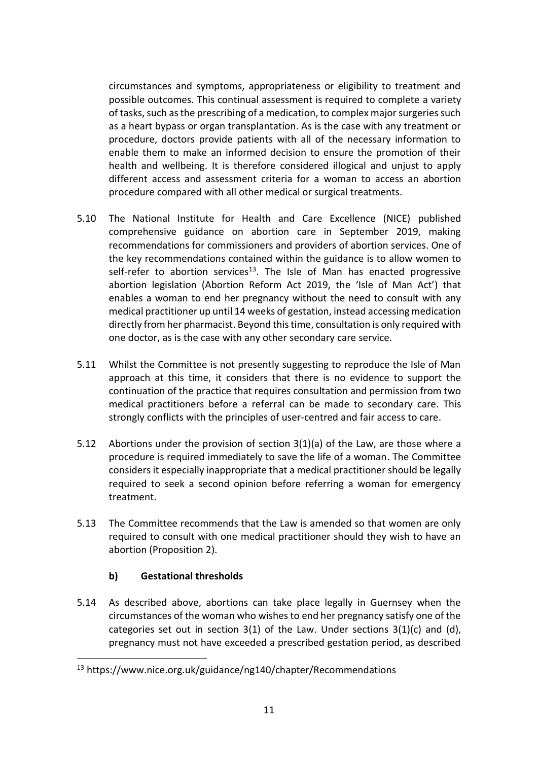circumstances and symptoms, appropriateness or eligibility to treatment and possible outcomes. This continual assessment is required to complete a variety of tasks, such as the prescribing of a medication, to complex major surgeries such as a heart bypass or organ transplantation. As is the case with any treatment or procedure, doctors provide patients with all of the necessary information to enable them to make an informed decision to ensure the promotion of their health and wellbeing. It is therefore considered illogical and unjust to apply different access and assessment criteria for a woman to access an abortion procedure compared with all other medical or surgical treatments.

5.10 The National Institute for Health and Care Excellence (NICE) published comprehensive guidance on abortion care in September 2019, making recommendations for commissioners and providers of abortion services. One of the key recommendations contained within the guidance is to allow women to self-refer to abortion services[13]. The Isle of Man has enacted progressive abortion legislation (Abortion Reform Act 2019, the 'Isle of Man Act') that enables a woman to end her pregnancy without the need to consult with any medical practitioner up until 14 weeks of gestation, instead accessing medication directly from her pharmacist. Beyond this time, consultation is only required with one doctor, as is the case with any other secondary care service.

5.11 Whilst the Committee is not presently suggesting to reproduce the Isle of Man approach at this time, it considers that there is no evidence to support the continuation of the practice that requires consultation and permission from two medical practitioners before a referral can be made to secondary care. This strongly conflicts with the principles of user-centred and fair access to care.

5.12 Abortions under the provision of section 3(1)(a) of the Law, are those where a procedure is required immediately to save the life of a woman. The Committee considers it especially inappropriate that a medical practitioner should be legally required to seek a second opinion before referring a woman for emergency treatment.

5.13 The Committee recommends that the Law is amended so that women are only required to consult with one medical practitioner should they wish to have an abortion (Proposition 2).

### b) Gestational thresholds

5.14 As described above, abortions can take place legally in Guernsey when the circumstances of the woman who wishes to end her pregnancy satisfy one of the categories set out in section 3(1) of the Law. Under sections 3(1)(c) and (d), pregnancy must not have exceeded a prescribed gestation period, as described

---

[13] https://www.nice.org.uk/guidance/ng140/chapter/Recommendations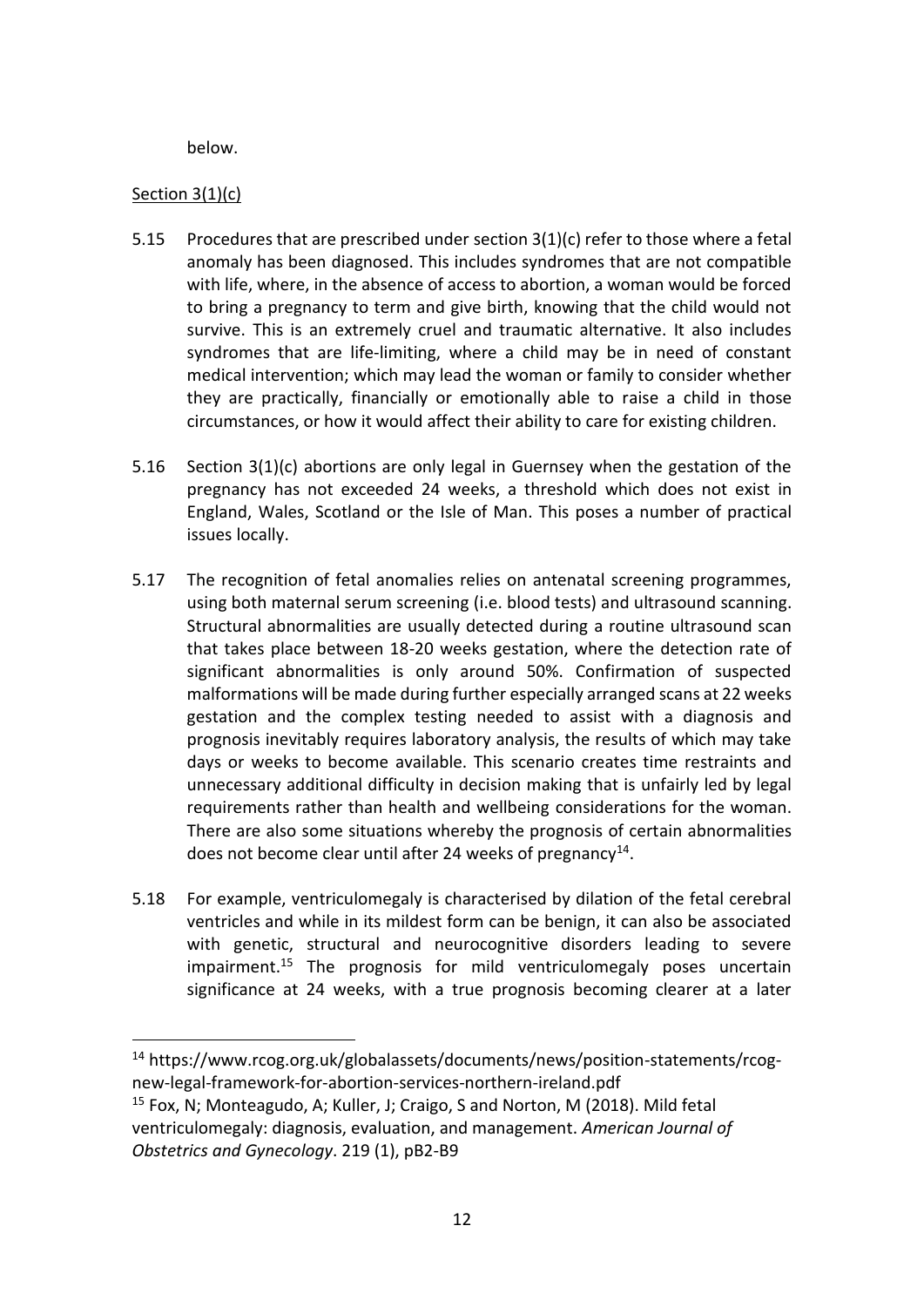below.

Section 3(1)(c)

5.15 Procedures that are prescribed under section 3(1)(c) refer to those where a fetal anomaly has been diagnosed. This includes syndromes that are not compatible with life, where, in the absence of access to abortion, a woman would be forced to bring a pregnancy to term and give birth, knowing that the child would not survive. This is an extremely cruel and traumatic alternative. It also includes syndromes that are life-limiting, where a child may be in need of constant medical intervention; which may lead the woman or family to consider whether they are practically, financially or emotionally able to raise a child in those circumstances, or how it would affect their ability to care for existing children.

5.16 Section 3(1)(c) abortions are only legal in Guernsey when the gestation of the pregnancy has not exceeded 24 weeks, a threshold which does not exist in England, Wales, Scotland or the Isle of Man. This poses a number of practical issues locally.

5.17 The recognition of fetal anomalies relies on antenatal screening programmes, using both maternal serum screening (i.e. blood tests) and ultrasound scanning. Structural abnormalities are usually detected during a routine ultrasound scan that takes place between 18-20 weeks gestation, where the detection rate of significant abnormalities is only around 50%. Confirmation of suspected malformations will be made during further especially arranged scans at 22 weeks gestation and the complex testing needed to assist with a diagnosis and prognosis inevitably requires laboratory analysis, the results of which may take days or weeks to become available. This scenario creates time restraints and unnecessary additional difficulty in decision making that is unfairly led by legal requirements rather than health and wellbeing considerations for the woman. There are also some situations whereby the prognosis of certain abnormalities does not become clear until after 24 weeks of pregnancy[14].

5.18 For example, ventriculomegaly is characterised by dilation of the fetal cerebral ventricles and while in its mildest form can be benign, it can also be associated with genetic, structural and neurocognitive disorders leading to severe impairment.[15] The prognosis for mild ventriculomegaly poses uncertain significance at 24 weeks, with a true prognosis becoming clearer at a later

[14] https://www.rcog.org.uk/globalassets/documents/news/position-statements/rcog-new-legal-framework-for-abortion-services-northern-ireland.pdf

[15] Fox, N; Monteagudo, A; Kuller, J; Craigo, S and Norton, M (2018). Mild fetal ventriculomegaly: diagnosis, evaluation, and management. *American Journal of Obstetrics and Gynecology*. 219 (1), pB2-B9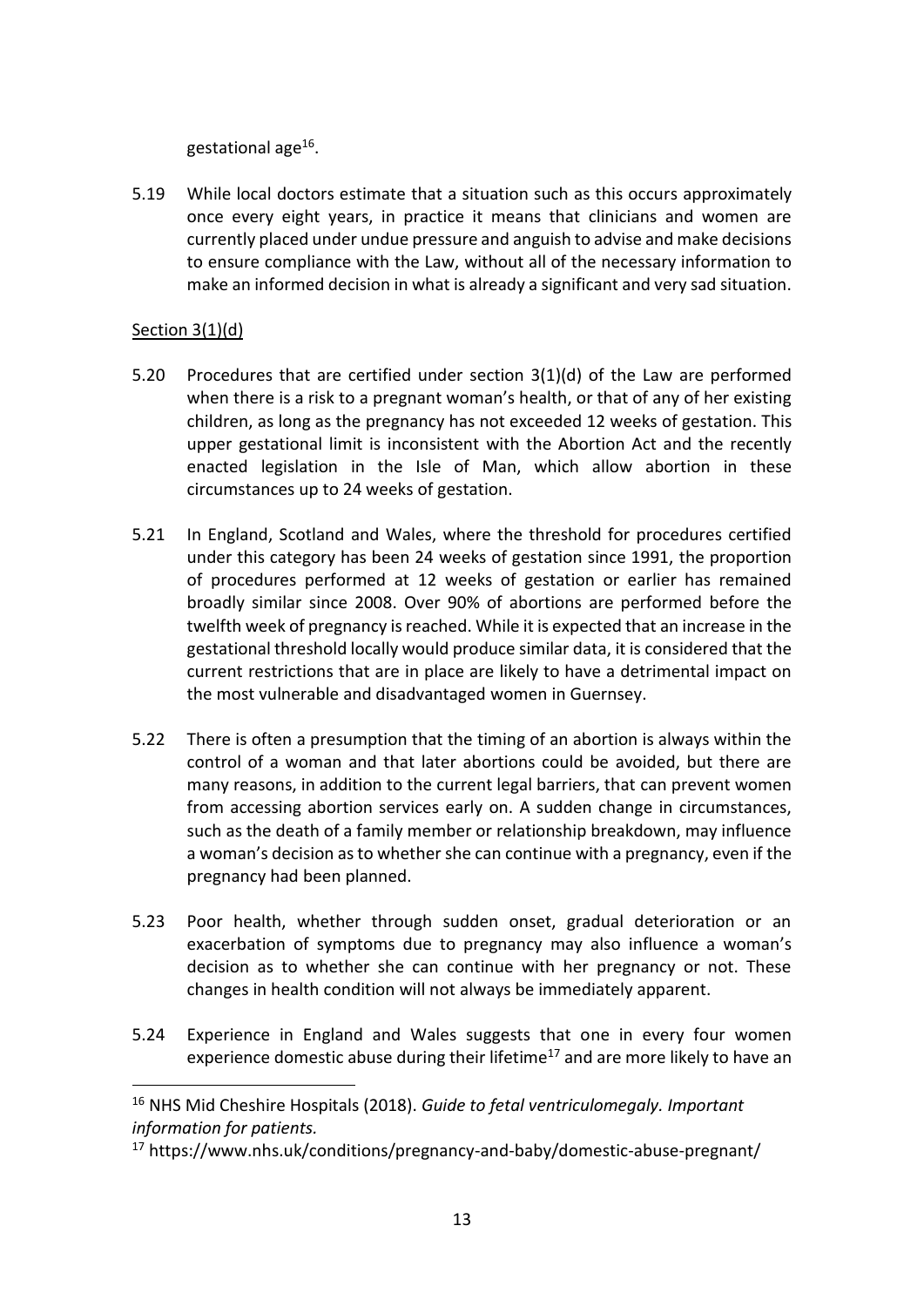gestational age[16].

5.19 While local doctors estimate that a situation such as this occurs approximately once every eight years, in practice it means that clinicians and women are currently placed under undue pressure and anguish to advise and make decisions to ensure compliance with the Law, without all of the necessary information to make an informed decision in what is already a significant and very sad situation.

Section 3(1)(d)

5.20 Procedures that are certified under section 3(1)(d) of the Law are performed when there is a risk to a pregnant woman's health, or that of any of her existing children, as long as the pregnancy has not exceeded 12 weeks of gestation. This upper gestational limit is inconsistent with the Abortion Act and the recently enacted legislation in the Isle of Man, which allow abortion in these circumstances up to 24 weeks of gestation.

5.21 In England, Scotland and Wales, where the threshold for procedures certified under this category has been 24 weeks of gestation since 1991, the proportion of procedures performed at 12 weeks of gestation or earlier has remained broadly similar since 2008. Over 90% of abortions are performed before the twelfth week of pregnancy is reached. While it is expected that an increase in the gestational threshold locally would produce similar data, it is considered that the current restrictions that are in place are likely to have a detrimental impact on the most vulnerable and disadvantaged women in Guernsey.

5.22 There is often a presumption that the timing of an abortion is always within the control of a woman and that later abortions could be avoided, but there are many reasons, in addition to the current legal barriers, that can prevent women from accessing abortion services early on. A sudden change in circumstances, such as the death of a family member or relationship breakdown, may influence a woman's decision as to whether she can continue with a pregnancy, even if the pregnancy had been planned.

5.23 Poor health, whether through sudden onset, gradual deterioration or an exacerbation of symptoms due to pregnancy may also influence a woman's decision as to whether she can continue with her pregnancy or not. These changes in health condition will not always be immediately apparent.

5.24 Experience in England and Wales suggests that one in every four women experience domestic abuse during their lifetime[17] and are more likely to have an

---

[16] NHS Mid Cheshire Hospitals (2018). *Guide to fetal ventriculomegaly. Important information for patients.*

[17] https://www.nhs.uk/conditions/pregnancy-and-baby/domestic-abuse-pregnant/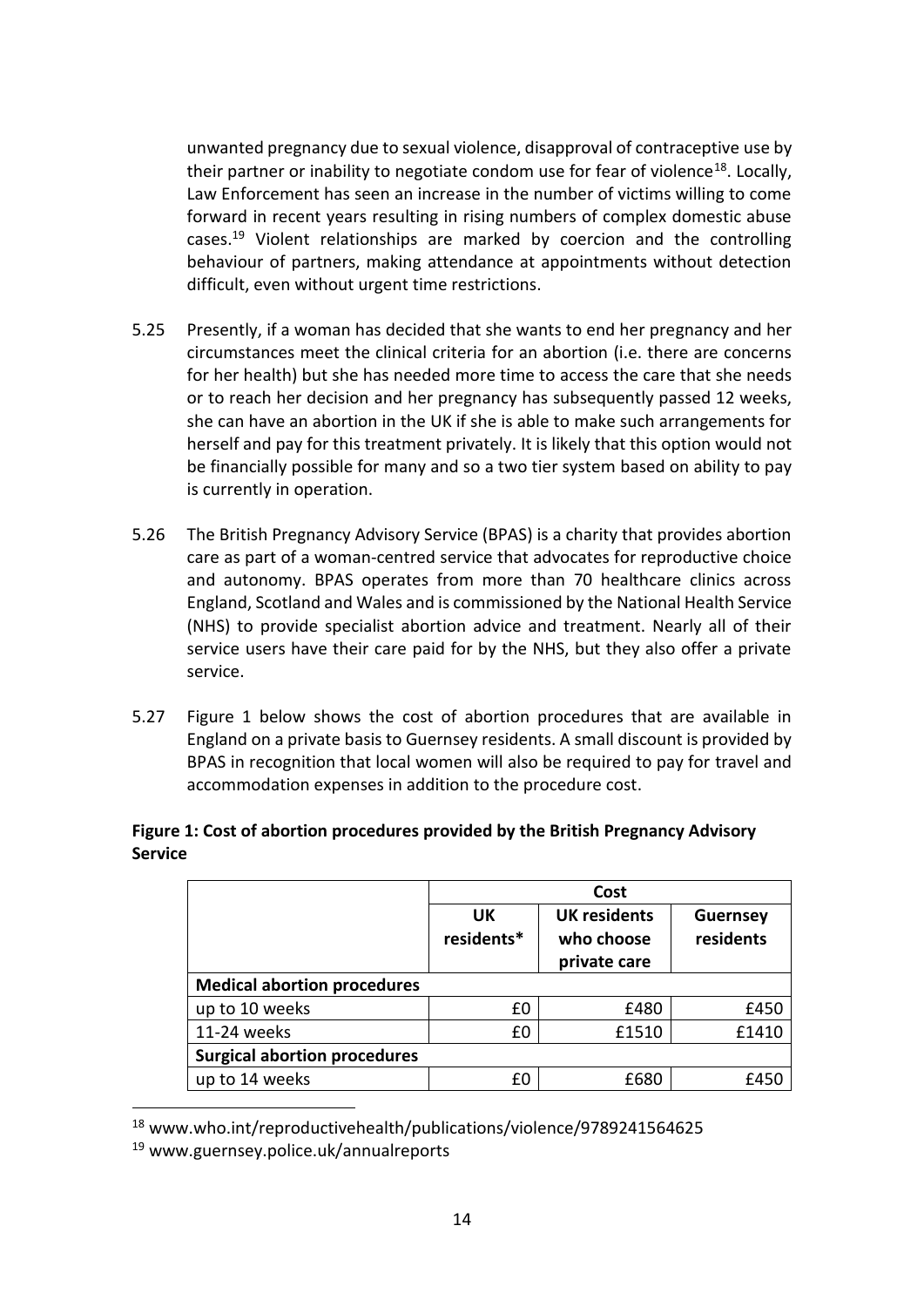unwanted pregnancy due to sexual violence, disapproval of contraceptive use by their partner or inability to negotiate condom use for fear of violence[18]. Locally, Law Enforcement has seen an increase in the number of victims willing to come forward in recent years resulting in rising numbers of complex domestic abuse cases.[19] Violent relationships are marked by coercion and the controlling behaviour of partners, making attendance at appointments without detection difficult, even without urgent time restrictions.

5.25 Presently, if a woman has decided that she wants to end her pregnancy and her circumstances meet the clinical criteria for an abortion (i.e. there are concerns for her health) but she has needed more time to access the care that she needs or to reach her decision and her pregnancy has subsequently passed 12 weeks, she can have an abortion in the UK if she is able to make such arrangements for herself and pay for this treatment privately. It is likely that this option would not be financially possible for many and so a two tier system based on ability to pay is currently in operation.

5.26 The British Pregnancy Advisory Service (BPAS) is a charity that provides abortion care as part of a woman-centred service that advocates for reproductive choice and autonomy. BPAS operates from more than 70 healthcare clinics across England, Scotland and Wales and is commissioned by the National Health Service (NHS) to provide specialist abortion advice and treatment. Nearly all of their service users have their care paid for by the NHS, but they also offer a private service.

5.27 Figure 1 below shows the cost of abortion procedures that are available in England on a private basis to Guernsey residents. A small discount is provided by BPAS in recognition that local women will also be required to pay for travel and accommodation expenses in addition to the procedure cost.

**Figure 1: Cost of abortion procedures provided by the British Pregnancy Advisory Service**

| | Cost | | |
|---|---|---|---|
| | **UK residents*** | **UK residents who choose private care** | **Guernsey residents** |
| **Medical abortion procedures** | | | |
| up to 10 weeks | £0 | £480 | £450 |
| 11-24 weeks | £0 | £1510 | £1410 |
| **Surgical abortion procedures** | | | |
| up to 14 weeks | £0 | £680 | £450 |

[18] www.who.int/reproductivehealth/publications/violence/9789241564625

[19] www.guernsey.police.uk/annualreports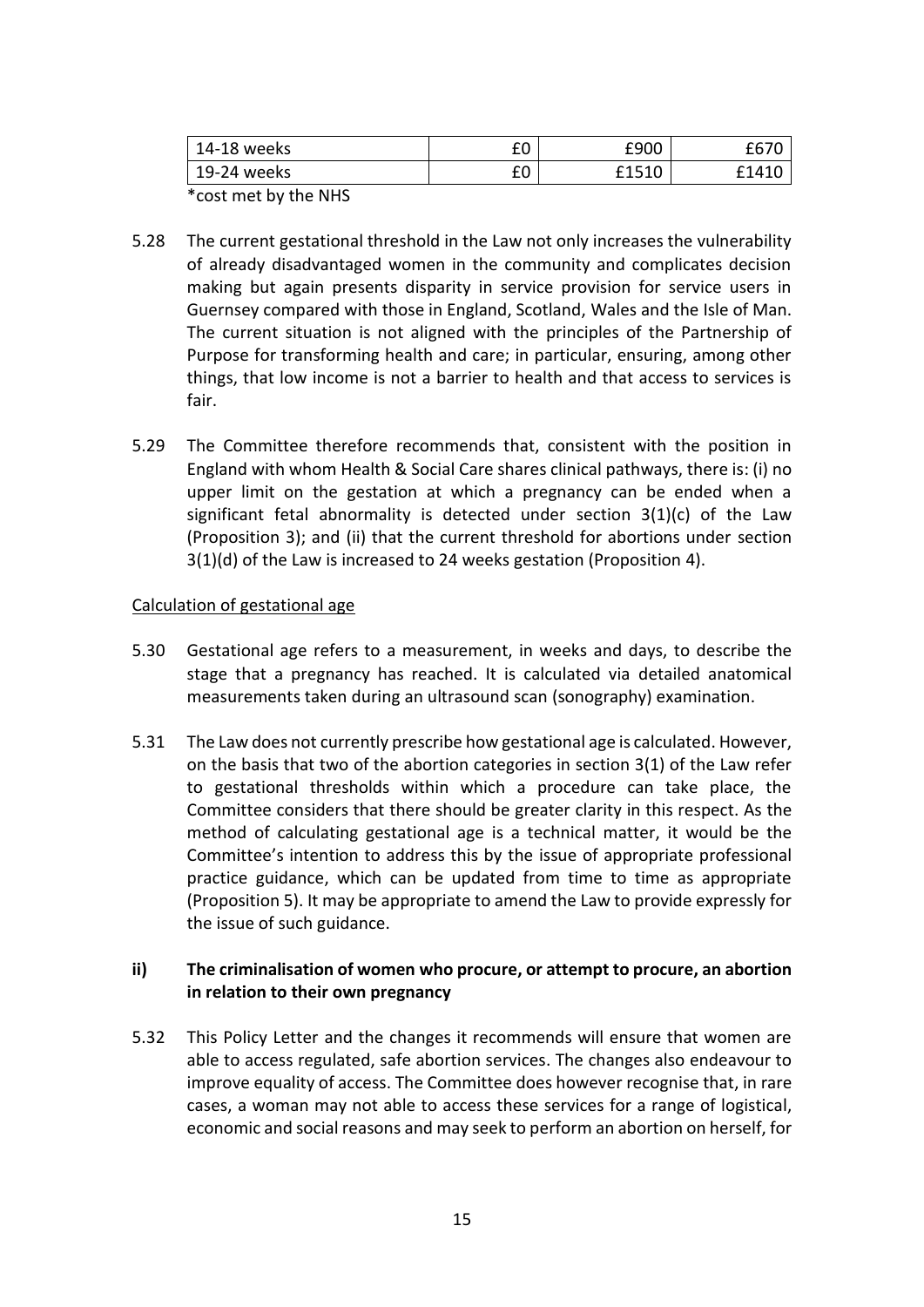| 14-18 weeks | £0 | £900 | £670 |
|---|---|---|---|
| 19-24 weeks | £0 | £1510 | £1410 |

*cost met by the NHS

5.28 The current gestational threshold in the Law not only increases the vulnerability of already disadvantaged women in the community and complicates decision making but again presents disparity in service provision for service users in Guernsey compared with those in England, Scotland, Wales and the Isle of Man. The current situation is not aligned with the principles of the Partnership of Purpose for transforming health and care; in particular, ensuring, among other things, that low income is not a barrier to health and that access to services is fair.

5.29 The Committee therefore recommends that, consistent with the position in England with whom Health & Social Care shares clinical pathways, there is: (i) no upper limit on the gestation at which a pregnancy can be ended when a significant fetal abnormality is detected under section 3(1)(c) of the Law (Proposition 3); and (ii) that the current threshold for abortions under section 3(1)(d) of the Law is increased to 24 weeks gestation (Proposition 4).

<u>Calculation of gestational age</u>

5.30 Gestational age refers to a measurement, in weeks and days, to describe the stage that a pregnancy has reached. It is calculated via detailed anatomical measurements taken during an ultrasound scan (sonography) examination.

5.31 The Law does not currently prescribe how gestational age is calculated. However, on the basis that two of the abortion categories in section 3(1) of the Law refer to gestational thresholds within which a procedure can take place, the Committee considers that there should be greater clarity in this respect. As the method of calculating gestational age is a technical matter, it would be the Committee's intention to address this by the issue of appropriate professional practice guidance, which can be updated from time to time as appropriate (Proposition 5). It may be appropriate to amend the Law to provide expressly for the issue of such guidance.

### ii) The criminalisation of women who procure, or attempt to procure, an abortion in relation to their own pregnancy

5.32 This Policy Letter and the changes it recommends will ensure that women are able to access regulated, safe abortion services. The changes also endeavour to improve equality of access. The Committee does however recognise that, in rare cases, a woman may not able to access these services for a range of logistical, economic and social reasons and may seek to perform an abortion on herself, for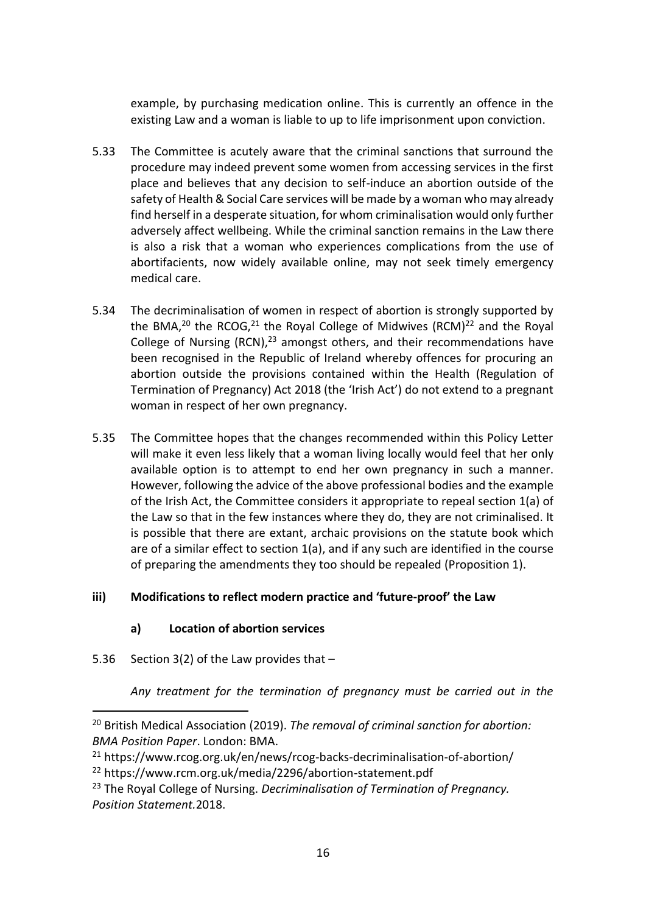example, by purchasing medication online. This is currently an offence in the existing Law and a woman is liable to up to life imprisonment upon conviction.

5.33 The Committee is acutely aware that the criminal sanctions that surround the procedure may indeed prevent some women from accessing services in the first place and believes that any decision to self-induce an abortion outside of the safety of Health & Social Care services will be made by a woman who may already find herself in a desperate situation, for whom criminalisation would only further adversely affect wellbeing. While the criminal sanction remains in the Law there is also a risk that a woman who experiences complications from the use of abortifacients, now widely available online, may not seek timely emergency medical care.

5.34 The decriminalisation of women in respect of abortion is strongly supported by the BMA,[20] the RCOG,[21] the Royal College of Midwives (RCM)[22] and the Royal College of Nursing (RCN),[23] amongst others, and their recommendations have been recognised in the Republic of Ireland whereby offences for procuring an abortion outside the provisions contained within the Health (Regulation of Termination of Pregnancy) Act 2018 (the 'Irish Act') do not extend to a pregnant woman in respect of her own pregnancy.

5.35 The Committee hopes that the changes recommended within this Policy Letter will make it even less likely that a woman living locally would feel that her only available option is to attempt to end her own pregnancy in such a manner. However, following the advice of the above professional bodies and the example of the Irish Act, the Committee considers it appropriate to repeal section 1(a) of the Law so that in the few instances where they do, they are not criminalised. It is possible that there are extant, archaic provisions on the statute book which are of a similar effect to section 1(a), and if any such are identified in the course of preparing the amendments they too should be repealed (Proposition 1).

### iii) Modifications to reflect modern practice and 'future-proof' the Law

#### a) Location of abortion services

5.36 Section 3(2) of the Law provides that –

*Any treatment for the termination of pregnancy must be carried out in the*

---

[20] British Medical Association (2019). *The removal of criminal sanction for abortion: BMA Position Paper*. London: BMA.

[21] https://www.rcog.org.uk/en/news/rcog-backs-decriminalisation-of-abortion/

[22] https://www.rcm.org.uk/media/2296/abortion-statement.pdf

[23] The Royal College of Nursing. *Decriminalisation of Termination of Pregnancy. Position Statement.* 2018.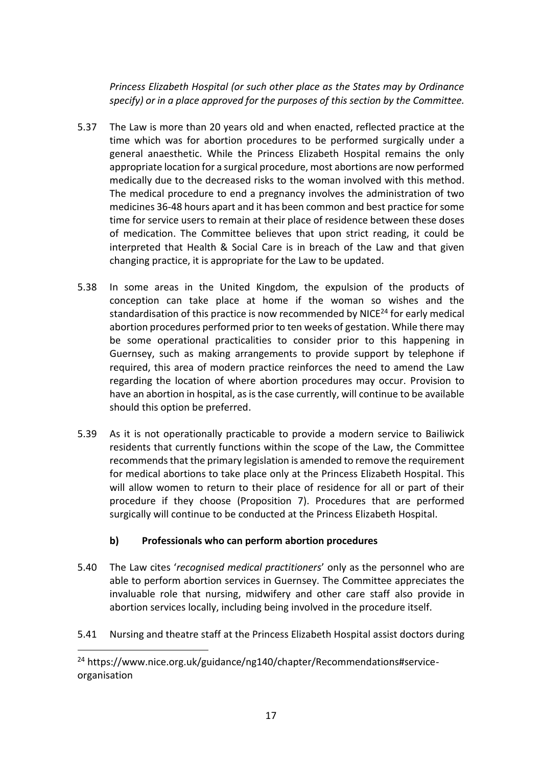*Princess Elizabeth Hospital (or such other place as the States may by Ordinance specify) or in a place approved for the purposes of this section by the Committee.*

5.37 The Law is more than 20 years old and when enacted, reflected practice at the time which was for abortion procedures to be performed surgically under a general anaesthetic. While the Princess Elizabeth Hospital remains the only appropriate location for a surgical procedure, most abortions are now performed medically due to the decreased risks to the woman involved with this method. The medical procedure to end a pregnancy involves the administration of two medicines 36-48 hours apart and it has been common and best practice for some time for service users to remain at their place of residence between these doses of medication. The Committee believes that upon strict reading, it could be interpreted that Health & Social Care is in breach of the Law and that given changing practice, it is appropriate for the Law to be updated.

5.38 In some areas in the United Kingdom, the expulsion of the products of conception can take place at home if the woman so wishes and the standardisation of this practice is now recommended by NICE[24] for early medical abortion procedures performed prior to ten weeks of gestation. While there may be some operational practicalities to consider prior to this happening in Guernsey, such as making arrangements to provide support by telephone if required, this area of modern practice reinforces the need to amend the Law regarding the location of where abortion procedures may occur. Provision to have an abortion in hospital, as is the case currently, will continue to be available should this option be preferred.

5.39 As it is not operationally practicable to provide a modern service to Bailiwick residents that currently functions within the scope of the Law, the Committee recommends that the primary legislation is amended to remove the requirement for medical abortions to take place only at the Princess Elizabeth Hospital. This will allow women to return to their place of residence for all or part of their procedure if they choose (Proposition 7). Procedures that are performed surgically will continue to be conducted at the Princess Elizabeth Hospital.

**b) Professionals who can perform abortion procedures**

5.40 The Law cites '*recognised medical practitioners*' only as the personnel who are able to perform abortion services in Guernsey. The Committee appreciates the invaluable role that nursing, midwifery and other care staff also provide in abortion services locally, including being involved in the procedure itself.

5.41 Nursing and theatre staff at the Princess Elizabeth Hospital assist doctors during

---

[24] https://www.nice.org.uk/guidance/ng140/chapter/Recommendations#service-organisation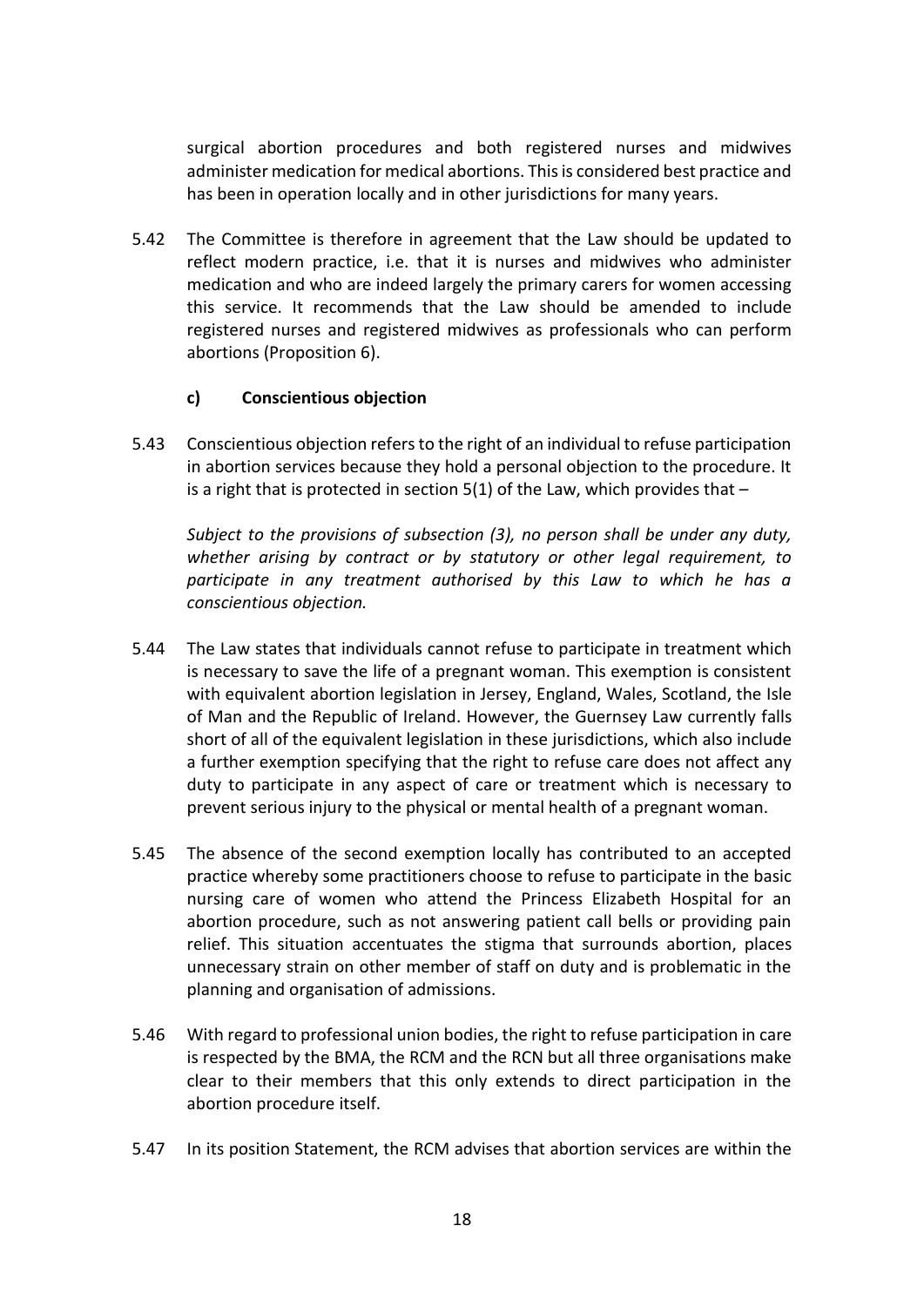surgical abortion procedures and both registered nurses and midwives administer medication for medical abortions. This is considered best practice and has been in operation locally and in other jurisdictions for many years.

5.42 The Committee is therefore in agreement that the Law should be updated to reflect modern practice, i.e. that it is nurses and midwives who administer medication and who are indeed largely the primary carers for women accessing this service. It recommends that the Law should be amended to include registered nurses and registered midwives as professionals who can perform abortions (Proposition 6).

**c) Conscientious objection**

5.43 Conscientious objection refers to the right of an individual to refuse participation in abortion services because they hold a personal objection to the procedure. It is a right that is protected in section 5(1) of the Law, which provides that –

*Subject to the provisions of subsection (3), no person shall be under any duty, whether arising by contract or by statutory or other legal requirement, to participate in any treatment authorised by this Law to which he has a conscientious objection.*

5.44 The Law states that individuals cannot refuse to participate in treatment which is necessary to save the life of a pregnant woman. This exemption is consistent with equivalent abortion legislation in Jersey, England, Wales, Scotland, the Isle of Man and the Republic of Ireland. However, the Guernsey Law currently falls short of all of the equivalent legislation in these jurisdictions, which also include a further exemption specifying that the right to refuse care does not affect any duty to participate in any aspect of care or treatment which is necessary to prevent serious injury to the physical or mental health of a pregnant woman.

5.45 The absence of the second exemption locally has contributed to an accepted practice whereby some practitioners choose to refuse to participate in the basic nursing care of women who attend the Princess Elizabeth Hospital for an abortion procedure, such as not answering patient call bells or providing pain relief. This situation accentuates the stigma that surrounds abortion, places unnecessary strain on other member of staff on duty and is problematic in the planning and organisation of admissions.

5.46 With regard to professional union bodies, the right to refuse participation in care is respected by the BMA, the RCM and the RCN but all three organisations make clear to their members that this only extends to direct participation in the abortion procedure itself.

5.47 In its position Statement, the RCM advises that abortion services are within the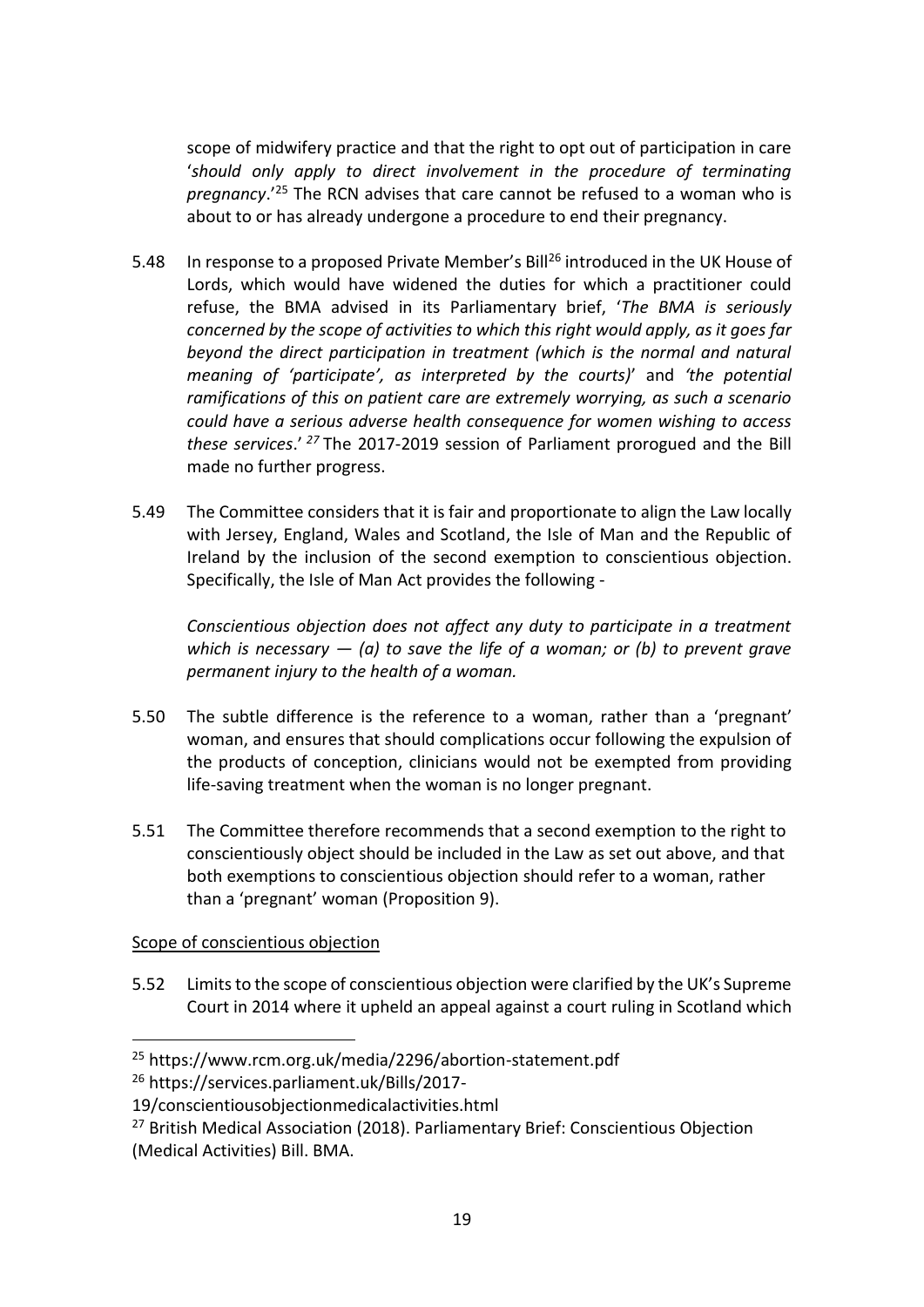scope of midwifery practice and that the right to opt out of participation in care '*should only apply to direct involvement in the procedure of terminating pregnancy*.'[25] The RCN advises that care cannot be refused to a woman who is about to or has already undergone a procedure to end their pregnancy.

5.48 In response to a proposed Private Member's Bill[26] introduced in the UK House of Lords, which would have widened the duties for which a practitioner could refuse, the BMA advised in its Parliamentary brief, '*The BMA is seriously concerned by the scope of activities to which this right would apply, as it goes far beyond the direct participation in treatment (which is the normal and natural meaning of 'participate', as interpreted by the courts)*' and *'the potential ramifications of this on patient care are extremely worrying, as such a scenario could have a serious adverse health consequence for women wishing to access these services*.' [27] The 2017-2019 session of Parliament prorogued and the Bill made no further progress.

5.49 The Committee considers that it is fair and proportionate to align the Law locally with Jersey, England, Wales and Scotland, the Isle of Man and the Republic of Ireland by the inclusion of the second exemption to conscientious objection. Specifically, the Isle of Man Act provides the following -

*Conscientious objection does not affect any duty to participate in a treatment which is necessary — (a) to save the life of a woman; or (b) to prevent grave permanent injury to the health of a woman.*

5.50 The subtle difference is the reference to a woman, rather than a 'pregnant' woman, and ensures that should complications occur following the expulsion of the products of conception, clinicians would not be exempted from providing life-saving treatment when the woman is no longer pregnant.

5.51 The Committee therefore recommends that a second exemption to the right to conscientiously object should be included in the Law as set out above, and that both exemptions to conscientious objection should refer to a woman, rather than a 'pregnant' woman (Proposition 9).

Scope of conscientious objection

5.52 Limits to the scope of conscientious objection were clarified by the UK's Supreme Court in 2014 where it upheld an appeal against a court ruling in Scotland which

---

[25] https://www.rcm.org.uk/media/2296/abortion-statement.pdf

[26] https://services.parliament.uk/Bills/2017-19/conscientiousobjectionmedicalactivities.html

[27] British Medical Association (2018). Parliamentary Brief: Conscientious Objection (Medical Activities) Bill. BMA.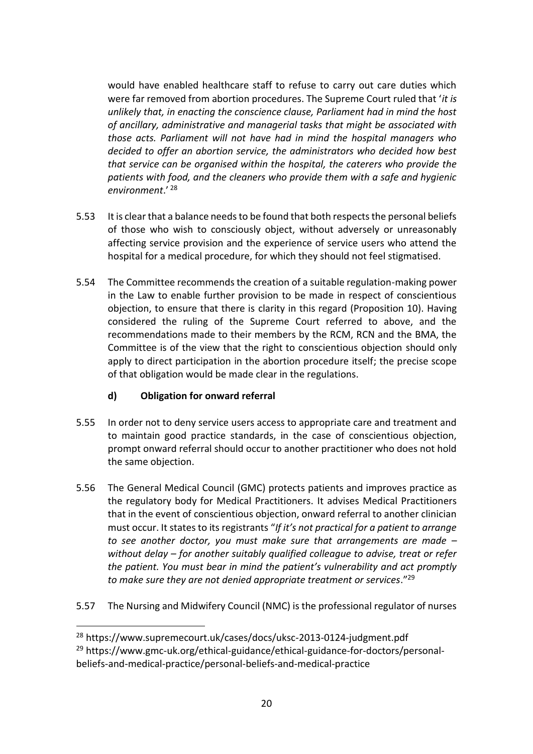would have enabled healthcare staff to refuse to carry out care duties which were far removed from abortion procedures. The Supreme Court ruled that '*it is unlikely that, in enacting the conscience clause, Parliament had in mind the host of ancillary, administrative and managerial tasks that might be associated with those acts. Parliament will not have had in mind the hospital managers who decided to offer an abortion service, the administrators who decided how best that service can be organised within the hospital, the caterers who provide the patients with food, and the cleaners who provide them with a safe and hygienic environment*.' [28]

5.53 It is clear that a balance needs to be found that both respects the personal beliefs of those who wish to consciously object, without adversely or unreasonably affecting service provision and the experience of service users who attend the hospital for a medical procedure, for which they should not feel stigmatised.

5.54 The Committee recommends the creation of a suitable regulation-making power in the Law to enable further provision to be made in respect of conscientious objection, to ensure that there is clarity in this regard (Proposition 10). Having considered the ruling of the Supreme Court referred to above, and the recommendations made to their members by the RCM, RCN and the BMA, the Committee is of the view that the right to conscientious objection should only apply to direct participation in the abortion procedure itself; the precise scope of that obligation would be made clear in the regulations.

**d) Obligation for onward referral**

5.55 In order not to deny service users access to appropriate care and treatment and to maintain good practice standards, in the case of conscientious objection, prompt onward referral should occur to another practitioner who does not hold the same objection.

5.56 The General Medical Council (GMC) protects patients and improves practice as the regulatory body for Medical Practitioners. It advises Medical Practitioners that in the event of conscientious objection, onward referral to another clinician must occur. It states to its registrants "*If it's not practical for a patient to arrange to see another doctor, you must make sure that arrangements are made – without delay – for another suitably qualified colleague to advise, treat or refer the patient. You must bear in mind the patient's vulnerability and act promptly to make sure they are not denied appropriate treatment or services*."[29]

5.57 The Nursing and Midwifery Council (NMC) is the professional regulator of nurses

---

[28] https://www.supremecourt.uk/cases/docs/uksc-2013-0124-judgment.pdf

[29] https://www.gmc-uk.org/ethical-guidance/ethical-guidance-for-doctors/personal-beliefs-and-medical-practice/personal-beliefs-and-medical-practice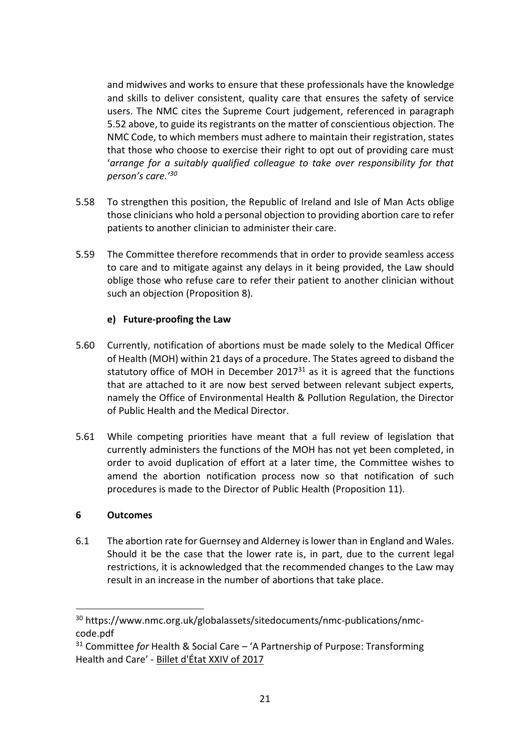and midwives and works to ensure that these professionals have the knowledge and skills to deliver consistent, quality care that ensures the safety of service users. The NMC cites the Supreme Court judgement, referenced in paragraph 5.52 above, to guide its registrants on the matter of conscientious objection. The NMC Code, to which members must adhere to maintain their registration, states that those who choose to exercise their right to opt out of providing care must '*arrange for a suitably qualified colleague to take over responsibility for that person's care.*'[30]

5.58 To strengthen this position, the Republic of Ireland and Isle of Man Acts oblige those clinicians who hold a personal objection to providing abortion care to refer patients to another clinician to administer their care.

5.59 The Committee therefore recommends that in order to provide seamless access to care and to mitigate against any delays in it being provided, the Law should oblige those who refuse care to refer their patient to another clinician without such an objection (Proposition 8).

### e) Future-proofing the Law

5.60 Currently, notification of abortions must be made solely to the Medical Officer of Health (MOH) within 21 days of a procedure. The States agreed to disband the statutory office of MOH in December 2017[31] as it is agreed that the functions that are attached to it are now best served between relevant subject experts, namely the Office of Environmental Health & Pollution Regulation, the Director of Public Health and the Medical Director.

5.61 While competing priorities have meant that a full review of legislation that currently administers the functions of the MOH has not yet been completed, in order to avoid duplication of effort at a later time, the Committee wishes to amend the abortion notification process now so that notification of such procedures is made to the Director of Public Health (Proposition 11).

## 6 Outcomes

6.1 The abortion rate for Guernsey and Alderney is lower than in England and Wales. Should it be the case that the lower rate is, in part, due to the current legal restrictions, it is acknowledged that the recommended changes to the Law may result in an increase in the number of abortions that take place.

---

[30] https://www.nmc.org.uk/globalassets/sitedocuments/nmc-publications/nmc-code.pdf

[31] Committee *for* Health & Social Care – 'A Partnership of Purpose: Transforming Health and Care' - Billet d'État XXIV of 2017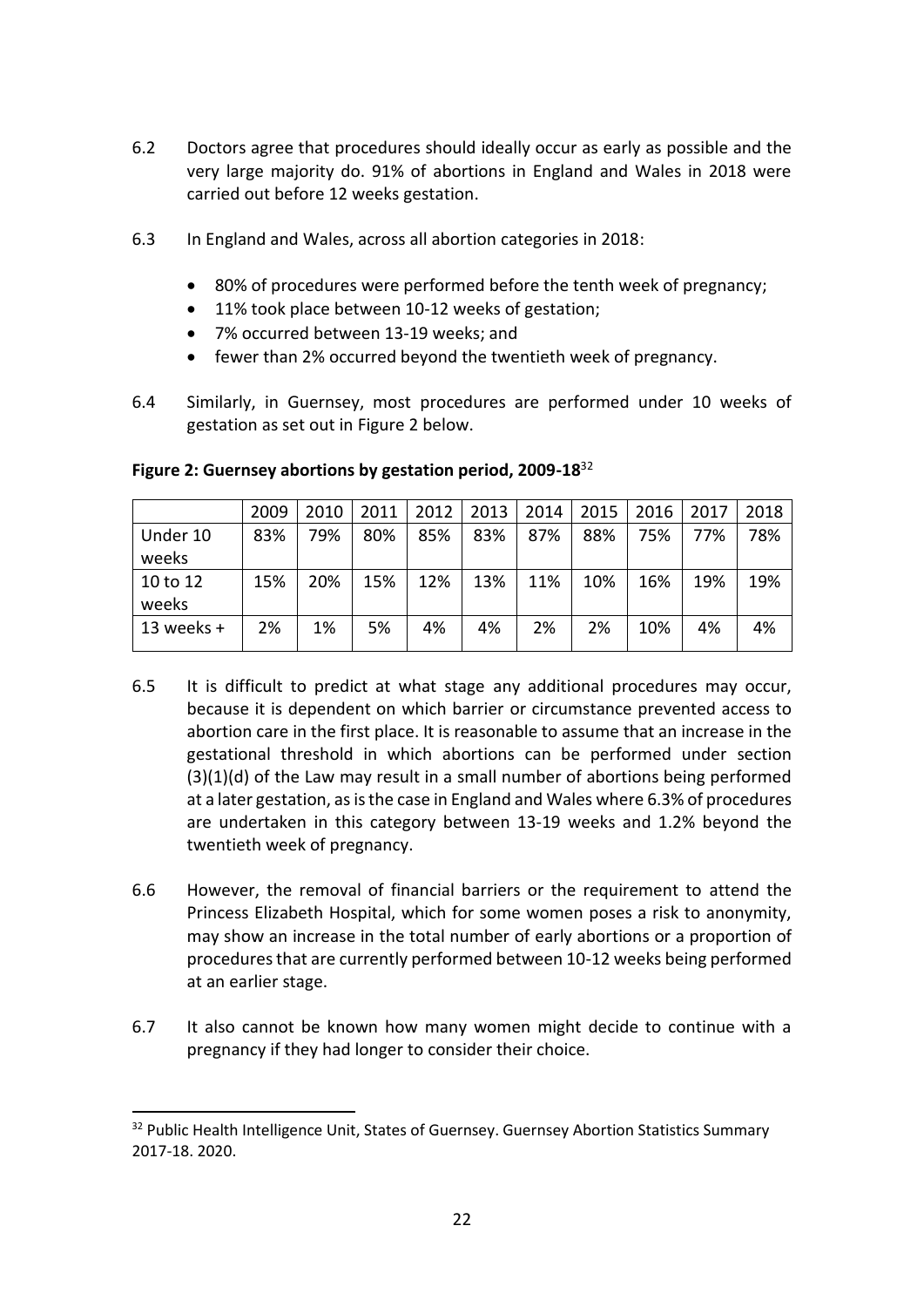6.2 Doctors agree that procedures should ideally occur as early as possible and the very large majority do. 91% of abortions in England and Wales in 2018 were carried out before 12 weeks gestation.

6.3 In England and Wales, across all abortion categories in 2018:

- 80% of procedures were performed before the tenth week of pregnancy;
- 11% took place between 10-12 weeks of gestation;
- 7% occurred between 13-19 weeks; and
- fewer than 2% occurred beyond the twentieth week of pregnancy.

6.4 Similarly, in Guernsey, most procedures are performed under 10 weeks of gestation as set out in Figure 2 below.

**Figure 2: Guernsey abortions by gestation period, 2009-18**[32]

| | 2009 | 2010 | 2011 | 2012 | 2013 | 2014 | 2015 | 2016 | 2017 | 2018 |
|---|---|---|---|---|---|---|---|---|---|---|
| Under 10 weeks | 83% | 79% | 80% | 85% | 83% | 87% | 88% | 75% | 77% | 78% |
| 10 to 12 weeks | 15% | 20% | 15% | 12% | 13% | 11% | 10% | 16% | 19% | 19% |
| 13 weeks + | 2% | 1% | 5% | 4% | 4% | 2% | 2% | 10% | 4% | 4% |

6.5 It is difficult to predict at what stage any additional procedures may occur, because it is dependent on which barrier or circumstance prevented access to abortion care in the first place. It is reasonable to assume that an increase in the gestational threshold in which abortions can be performed under section (3)(1)(d) of the Law may result in a small number of abortions being performed at a later gestation, as is the case in England and Wales where 6.3% of procedures are undertaken in this category between 13-19 weeks and 1.2% beyond the twentieth week of pregnancy.

6.6 However, the removal of financial barriers or the requirement to attend the Princess Elizabeth Hospital, which for some women poses a risk to anonymity, may show an increase in the total number of early abortions or a proportion of procedures that are currently performed between 10-12 weeks being performed at an earlier stage.

6.7 It also cannot be known how many women might decide to continue with a pregnancy if they had longer to consider their choice.

[32] Public Health Intelligence Unit, States of Guernsey. Guernsey Abortion Statistics Summary 2017-18. 2020.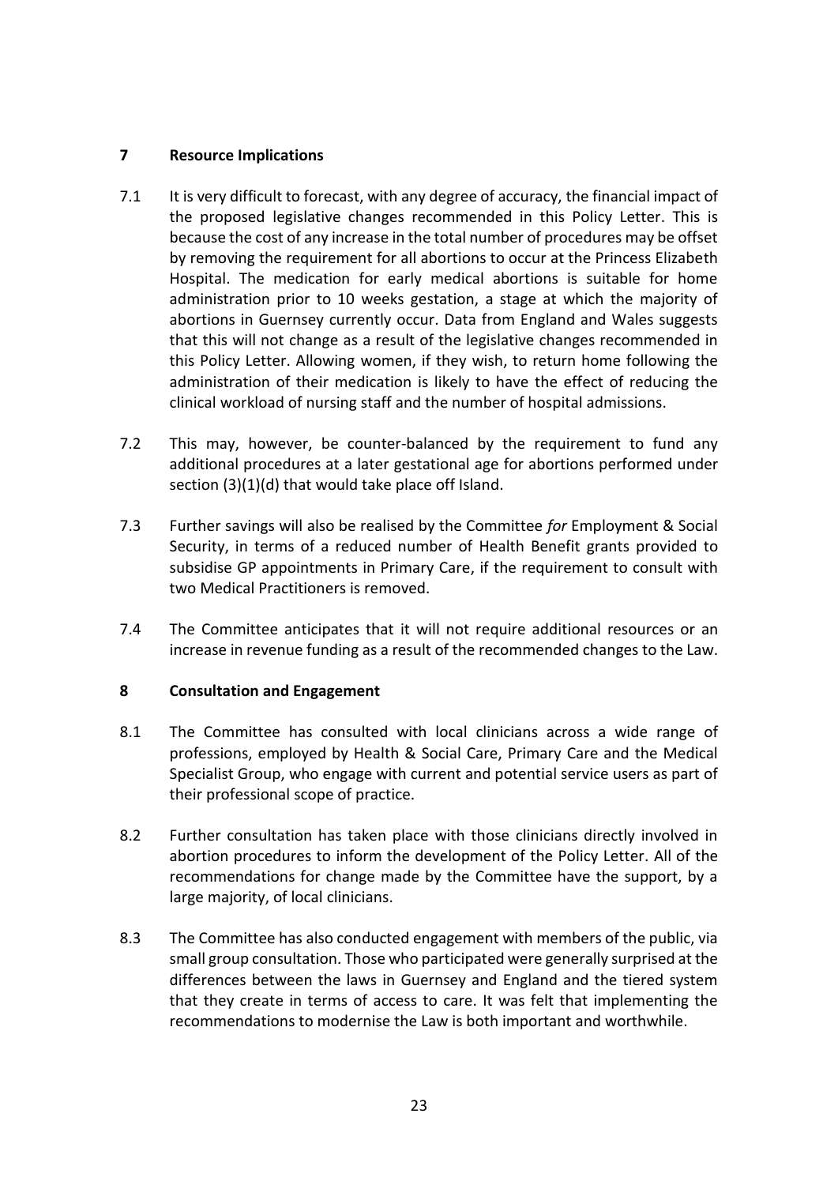## 7 Resource Implications

7.1 It is very difficult to forecast, with any degree of accuracy, the financial impact of the proposed legislative changes recommended in this Policy Letter. This is because the cost of any increase in the total number of procedures may be offset by removing the requirement for all abortions to occur at the Princess Elizabeth Hospital. The medication for early medical abortions is suitable for home administration prior to 10 weeks gestation, a stage at which the majority of abortions in Guernsey currently occur. Data from England and Wales suggests that this will not change as a result of the legislative changes recommended in this Policy Letter. Allowing women, if they wish, to return home following the administration of their medication is likely to have the effect of reducing the clinical workload of nursing staff and the number of hospital admissions.

7.2 This may, however, be counter-balanced by the requirement to fund any additional procedures at a later gestational age for abortions performed under section (3)(1)(d) that would take place off Island.

7.3 Further savings will also be realised by the Committee *for* Employment & Social Security, in terms of a reduced number of Health Benefit grants provided to subsidise GP appointments in Primary Care, if the requirement to consult with two Medical Practitioners is removed.

7.4 The Committee anticipates that it will not require additional resources or an increase in revenue funding as a result of the recommended changes to the Law.

## 8 Consultation and Engagement

8.1 The Committee has consulted with local clinicians across a wide range of professions, employed by Health & Social Care, Primary Care and the Medical Specialist Group, who engage with current and potential service users as part of their professional scope of practice.

8.2 Further consultation has taken place with those clinicians directly involved in abortion procedures to inform the development of the Policy Letter. All of the recommendations for change made by the Committee have the support, by a large majority, of local clinicians.

8.3 The Committee has also conducted engagement with members of the public, via small group consultation. Those who participated were generally surprised at the differences between the laws in Guernsey and England and the tiered system that they create in terms of access to care. It was felt that implementing the recommendations to modernise the Law is both important and worthwhile.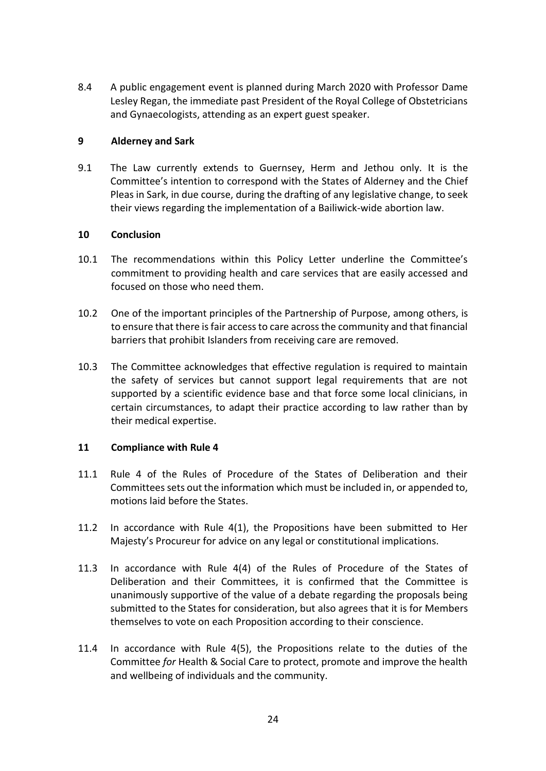8.4 A public engagement event is planned during March 2020 with Professor Dame Lesley Regan, the immediate past President of the Royal College of Obstetricians and Gynaecologists, attending as an expert guest speaker.

## 9 Alderney and Sark

9.1 The Law currently extends to Guernsey, Herm and Jethou only. It is the Committee's intention to correspond with the States of Alderney and the Chief Pleas in Sark, in due course, during the drafting of any legislative change, to seek their views regarding the implementation of a Bailiwick-wide abortion law.

## 10 Conclusion

10.1 The recommendations within this Policy Letter underline the Committee's commitment to providing health and care services that are easily accessed and focused on those who need them.

10.2 One of the important principles of the Partnership of Purpose, among others, is to ensure that there is fair access to care across the community and that financial barriers that prohibit Islanders from receiving care are removed.

10.3 The Committee acknowledges that effective regulation is required to maintain the safety of services but cannot support legal requirements that are not supported by a scientific evidence base and that force some local clinicians, in certain circumstances, to adapt their practice according to law rather than by their medical expertise.

## 11 Compliance with Rule 4

11.1 Rule 4 of the Rules of Procedure of the States of Deliberation and their Committees sets out the information which must be included in, or appended to, motions laid before the States.

11.2 In accordance with Rule 4(1), the Propositions have been submitted to Her Majesty's Procureur for advice on any legal or constitutional implications.

11.3 In accordance with Rule 4(4) of the Rules of Procedure of the States of Deliberation and their Committees, it is confirmed that the Committee is unanimously supportive of the value of a debate regarding the proposals being submitted to the States for consideration, but also agrees that it is for Members themselves to vote on each Proposition according to their conscience.

11.4 In accordance with Rule 4(5), the Propositions relate to the duties of the Committee *for* Health & Social Care to protect, promote and improve the health and wellbeing of individuals and the community.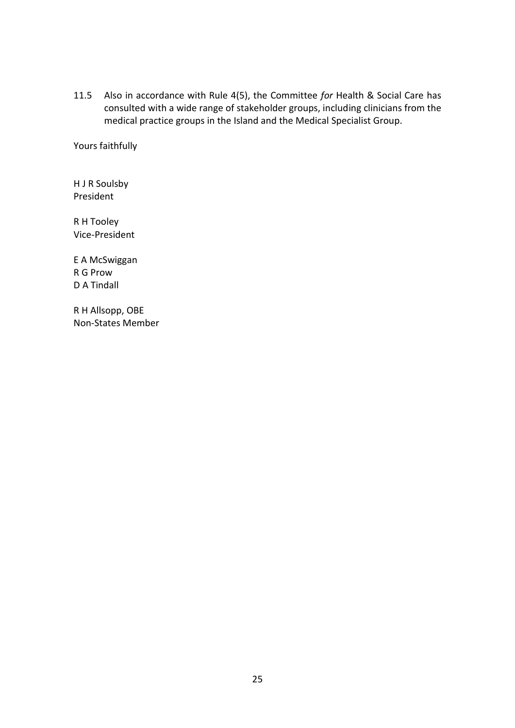11.5 Also in accordance with Rule 4(5), the Committee *for* Health & Social Care has consulted with a wide range of stakeholder groups, including clinicians from the medical practice groups in the Island and the Medical Specialist Group.

Yours faithfully

H J R Soulsby  
President

R H Tooley  
Vice-President

E A McSwiggan  
R G Prow  
D A Tindall

R H Allsopp, OBE  
Non-States Member